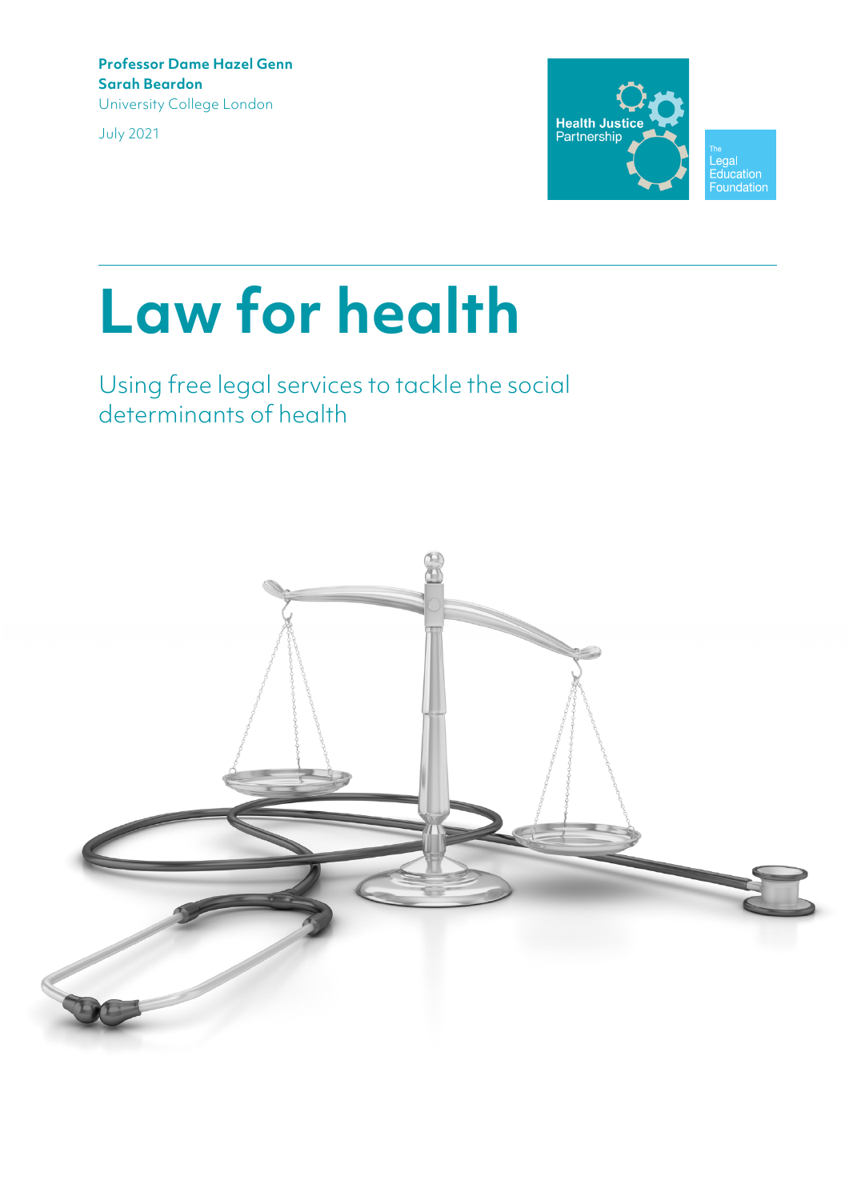**Professor Dame Hazel Genn**
**Sarah Beardon**
University College London

July 2021

Health Justice Partnership

The Legal Education Foundation

# Law for health

## Using free legal services to tackle the social determinants of health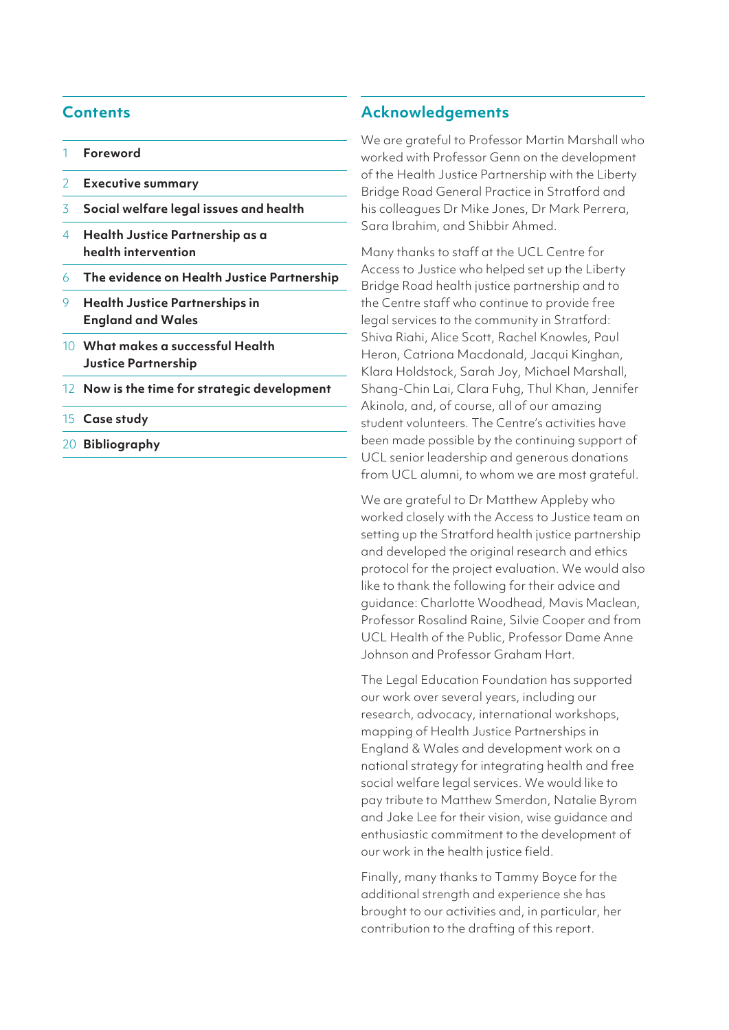## Contents

| | |
|---|---|
| 1 | **Foreword** |
| 2 | **Executive summary** |
| 3 | **Social welfare legal issues and health** |
| 4 | **Health Justice Partnership as a health intervention** |
| 6 | **The evidence on Health Justice Partnership** |
| 9 | **Health Justice Partnerships in England and Wales** |
| 10 | **What makes a successful Health Justice Partnership** |
| 12 | **Now is the time for strategic development** |
| 15 | **Case study** |
| 20 | **Bibliography** |

## Acknowledgements

We are grateful to Professor Martin Marshall who worked with Professor Genn on the development of the Health Justice Partnership with the Liberty Bridge Road General Practice in Stratford and his colleagues Dr Mike Jones, Dr Mark Perrera, Sara Ibrahim, and Shibbir Ahmed.

Many thanks to staff at the UCL Centre for Access to Justice who helped set up the Liberty Bridge Road health justice partnership and to the Centre staff who continue to provide free legal services to the community in Stratford: Shiva Riahi, Alice Scott, Rachel Knowles, Paul Heron, Catriona Macdonald, Jacqui Kinghan, Klara Holdstock, Sarah Joy, Michael Marshall, Shang-Chin Lai, Clara Fuhg, Thul Khan, Jennifer Akinola, and, of course, all of our amazing student volunteers. The Centre's activities have been made possible by the continuing support of UCL senior leadership and generous donations from UCL alumni, to whom we are most grateful.

We are grateful to Dr Matthew Appleby who worked closely with the Access to Justice team on setting up the Stratford health justice partnership and developed the original research and ethics protocol for the project evaluation. We would also like to thank the following for their advice and guidance: Charlotte Woodhead, Mavis Maclean, Professor Rosalind Raine, Silvie Cooper and from UCL Health of the Public, Professor Dame Anne Johnson and Professor Graham Hart.

The Legal Education Foundation has supported our work over several years, including our research, advocacy, international workshops, mapping of Health Justice Partnerships in England & Wales and development work on a national strategy for integrating health and free social welfare legal services. We would like to pay tribute to Matthew Smerdon, Natalie Byrom and Jake Lee for their vision, wise guidance and enthusiastic commitment to the development of our work in the health justice field.

Finally, many thanks to Tammy Boyce for the additional strength and experience she has brought to our activities and, in particular, her contribution to the drafting of this report.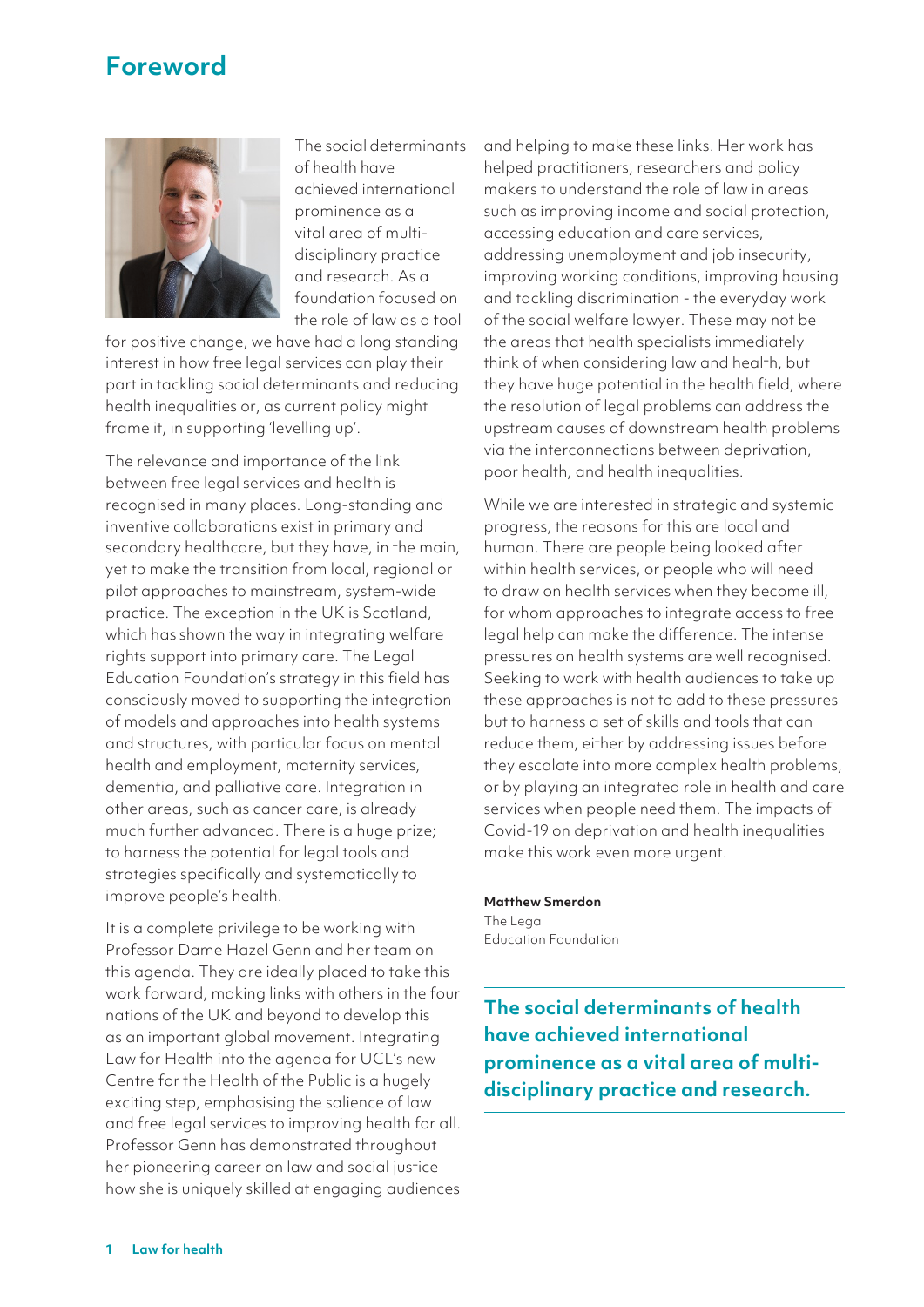# Foreword

The social determinants of health have achieved international prominence as a vital area of multi-disciplinary practice and research. As a foundation focused on the role of law as a tool for positive change, we have had a long standing interest in how free legal services can play their part in tackling social determinants and reducing health inequalities or, as current policy might frame it, in supporting 'levelling up'.

The relevance and importance of the link between free legal services and health is recognised in many places. Long-standing and inventive collaborations exist in primary and secondary healthcare, but they have, in the main, yet to make the transition from local, regional or pilot approaches to mainstream, system-wide practice. The exception in the UK is Scotland, which has shown the way in integrating welfare rights support into primary care. The Legal Education Foundation's strategy in this field has consciously moved to supporting the integration of models and approaches into health systems and structures, with particular focus on mental health and employment, maternity services, dementia, and palliative care. Integration in other areas, such as cancer care, is already much further advanced. There is a huge prize; to harness the potential for legal tools and strategies specifically and systematically to improve people's health.

It is a complete privilege to be working with Professor Dame Hazel Genn and her team on this agenda. They are ideally placed to take this work forward, making links with others in the four nations of the UK and beyond to develop this as an important global movement. Integrating Law for Health into the agenda for UCL's new Centre for the Health of the Public is a hugely exciting step, emphasising the salience of law and free legal services to improving health for all. Professor Genn has demonstrated throughout her pioneering career on law and social justice how she is uniquely skilled at engaging audiences and helping to make these links. Her work has helped practitioners, researchers and policy makers to understand the role of law in areas such as improving income and social protection, accessing education and care services, addressing unemployment and job insecurity, improving working conditions, improving housing and tackling discrimination - the everyday work of the social welfare lawyer. These may not be the areas that health specialists immediately think of when considering law and health, but they have huge potential in the health field, where the resolution of legal problems can address the upstream causes of downstream health problems via the interconnections between deprivation, poor health, and health inequalities.

While we are interested in strategic and systemic progress, the reasons for this are local and human. There are people being looked after within health services, or people who will need to draw on health services when they become ill, for whom approaches to integrate access to free legal help can make the difference. The intense pressures on health systems are well recognised. Seeking to work with health audiences to take up these approaches is not to add to these pressures but to harness a set of skills and tools that can reduce them, either by addressing issues before they escalate into more complex health problems, or by playing an integrated role in health and care services when people need them. The impacts of Covid-19 on deprivation and health inequalities make this work even more urgent.

**Matthew Smerdon**
The Legal Education Foundation

**The social determinants of health have achieved international prominence as a vital area of multi-disciplinary practice and research.**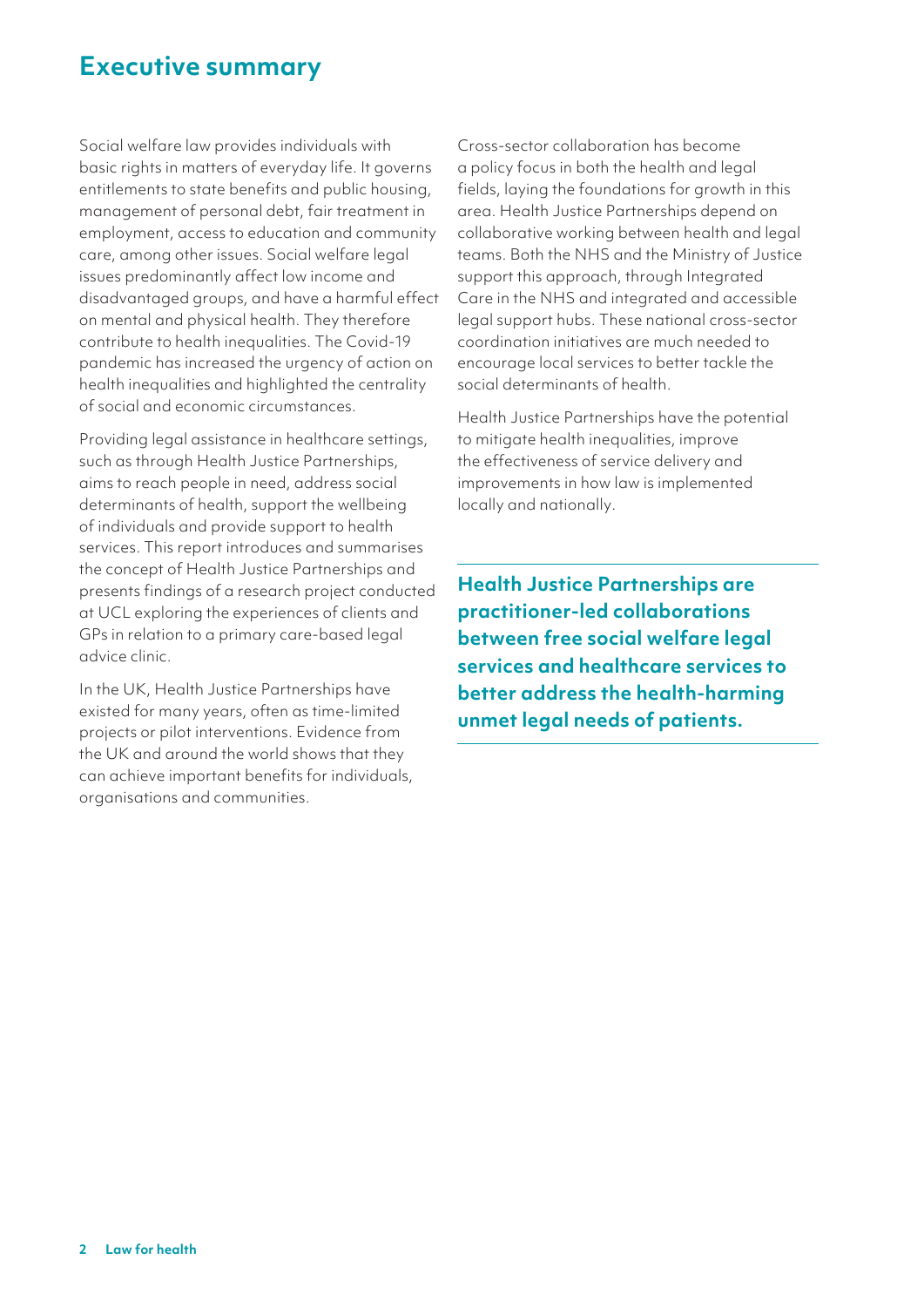# Executive summary

Social welfare law provides individuals with basic rights in matters of everyday life. It governs entitlements to state benefits and public housing, management of personal debt, fair treatment in employment, access to education and community care, among other issues. Social welfare legal issues predominantly affect low income and disadvantaged groups, and have a harmful effect on mental and physical health. They therefore contribute to health inequalities. The Covid-19 pandemic has increased the urgency of action on health inequalities and highlighted the centrality of social and economic circumstances.

Providing legal assistance in healthcare settings, such as through Health Justice Partnerships, aims to reach people in need, address social determinants of health, support the wellbeing of individuals and provide support to health services. This report introduces and summarises the concept of Health Justice Partnerships and presents findings of a research project conducted at UCL exploring the experiences of clients and GPs in relation to a primary care-based legal advice clinic.

In the UK, Health Justice Partnerships have existed for many years, often as time-limited projects or pilot interventions. Evidence from the UK and around the world shows that they can achieve important benefits for individuals, organisations and communities.

Cross-sector collaboration has become a policy focus in both the health and legal fields, laying the foundations for growth in this area. Health Justice Partnerships depend on collaborative working between health and legal teams. Both the NHS and the Ministry of Justice support this approach, through Integrated Care in the NHS and integrated and accessible legal support hubs. These national cross-sector coordination initiatives are much needed to encourage local services to better tackle the social determinants of health.

Health Justice Partnerships have the potential to mitigate health inequalities, improve the effectiveness of service delivery and improvements in how law is implemented locally and nationally.

**Health Justice Partnerships are practitioner-led collaborations between free social welfare legal services and healthcare services to better address the health-harming unmet legal needs of patients.**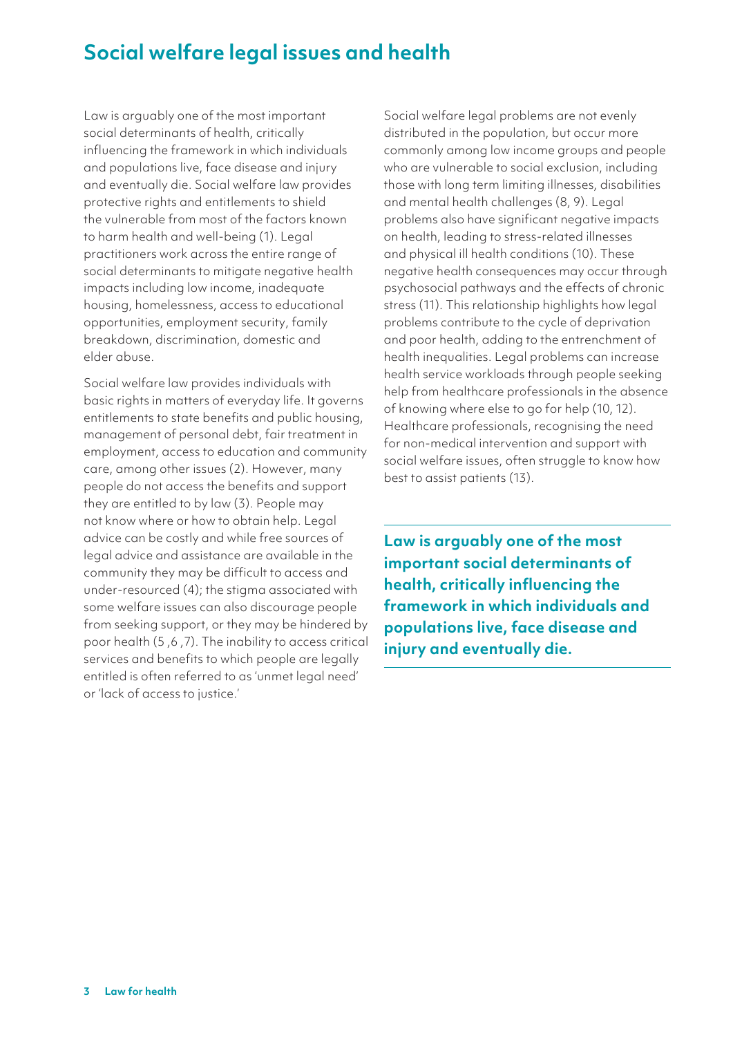# Social welfare legal issues and health

Law is arguably one of the most important social determinants of health, critically influencing the framework in which individuals and populations live, face disease and injury and eventually die. Social welfare law provides protective rights and entitlements to shield the vulnerable from most of the factors known to harm health and well-being (1). Legal practitioners work across the entire range of social determinants to mitigate negative health impacts including low income, inadequate housing, homelessness, access to educational opportunities, employment security, family breakdown, discrimination, domestic and elder abuse.

Social welfare law provides individuals with basic rights in matters of everyday life. It governs entitlements to state benefits and public housing, management of personal debt, fair treatment in employment, access to education and community care, among other issues (2). However, many people do not access the benefits and support they are entitled to by law (3). People may not know where or how to obtain help. Legal advice can be costly and while free sources of legal advice and assistance are available in the community they may be difficult to access and under-resourced (4); the stigma associated with some welfare issues can also discourage people from seeking support, or they may be hindered by poor health (5 ,6 ,7). The inability to access critical services and benefits to which people are legally entitled is often referred to as 'unmet legal need' or 'lack of access to justice.'

Social welfare legal problems are not evenly distributed in the population, but occur more commonly among low income groups and people who are vulnerable to social exclusion, including those with long term limiting illnesses, disabilities and mental health challenges (8, 9). Legal problems also have significant negative impacts on health, leading to stress-related illnesses and physical ill health conditions (10). These negative health consequences may occur through psychosocial pathways and the effects of chronic stress (11). This relationship highlights how legal problems contribute to the cycle of deprivation and poor health, adding to the entrenchment of health inequalities. Legal problems can increase health service workloads through people seeking help from healthcare professionals in the absence of knowing where else to go for help (10, 12). Healthcare professionals, recognising the need for non-medical intervention and support with social welfare issues, often struggle to know how best to assist patients (13).

**Law is arguably one of the most important social determinants of health, critically influencing the framework in which individuals and populations live, face disease and injury and eventually die.**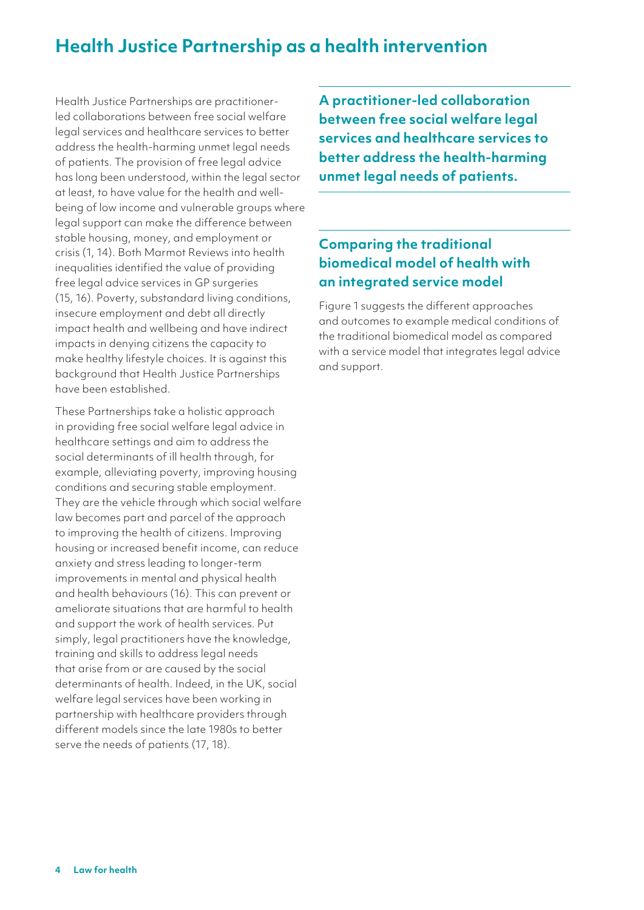# Health Justice Partnership as a health intervention

Health Justice Partnerships are practitioner-led collaborations between free social welfare legal services and healthcare services to better address the health-harming unmet legal needs of patients. The provision of free legal advice has long been understood, within the legal sector at least, to have value for the health and well-being of low income and vulnerable groups where legal support can make the difference between stable housing, money, and employment or crisis (1, 14). Both Marmot Reviews into health inequalities identified the value of providing free legal advice services in GP surgeries (15, 16). Poverty, substandard living conditions, insecure employment and debt all directly impact health and wellbeing and have indirect impacts in denying citizens the capacity to make healthy lifestyle choices. It is against this background that Health Justice Partnerships have been established.

These Partnerships take a holistic approach in providing free social welfare legal advice in healthcare settings and aim to address the social determinants of ill health through, for example, alleviating poverty, improving housing conditions and securing stable employment. They are the vehicle through which social welfare law becomes part and parcel of the approach to improving the health of citizens. Improving housing or increased benefit income, can reduce anxiety and stress leading to longer-term improvements in mental and physical health and health behaviours (16). This can prevent or ameliorate situations that are harmful to health and support the work of health services. Put simply, legal practitioners have the knowledge, training and skills to address legal needs that arise from or are caused by the social determinants of health. Indeed, in the UK, social welfare legal services have been working in partnership with healthcare providers through different models since the late 1980s to better serve the needs of patients (17, 18).

**A practitioner-led collaboration between free social welfare legal services and healthcare services to better address the health-harming unmet legal needs of patients.**

## Comparing the traditional biomedical model of health with an integrated service model

Figure 1 suggests the different approaches and outcomes to example medical conditions of the traditional biomedical model as compared with a service model that integrates legal advice and support.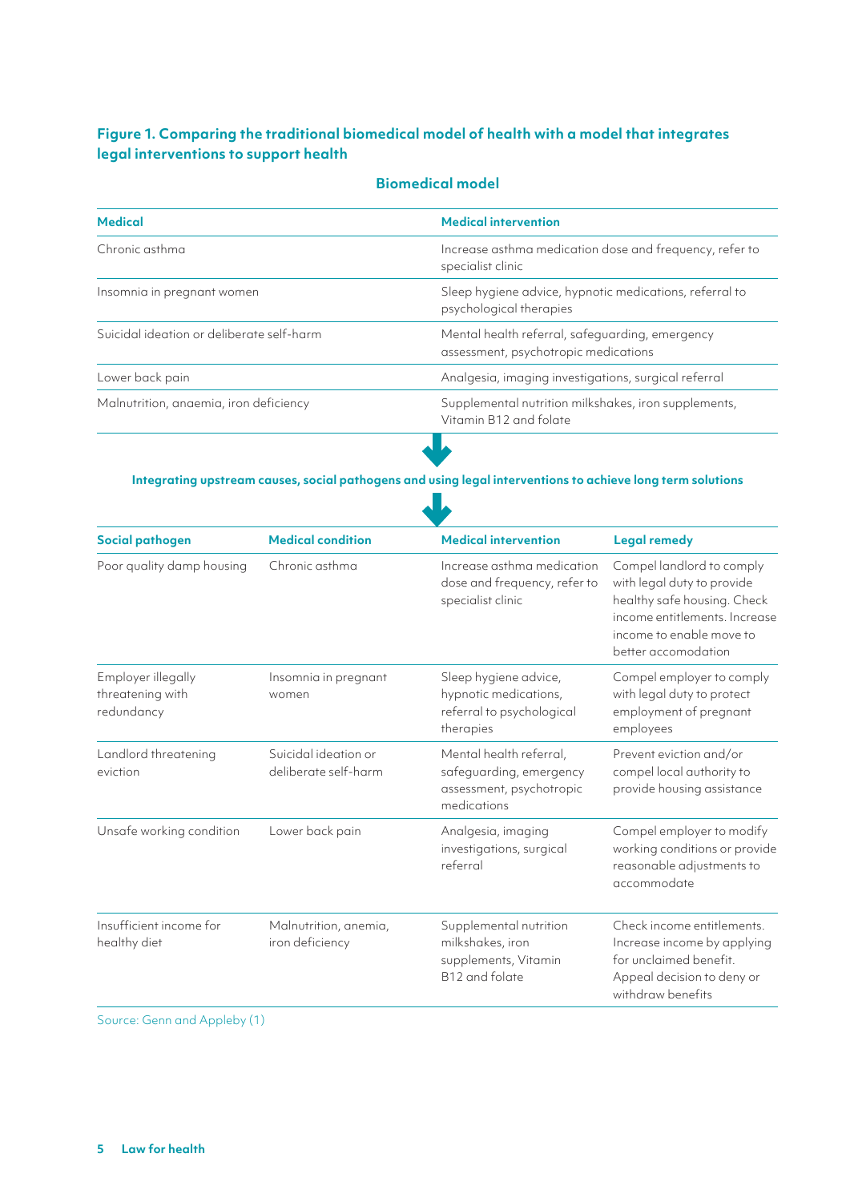### Figure 1. Comparing the traditional biomedical model of health with a model that integrates legal interventions to support health

**Biomedical model**

| Medical | Medical intervention |
|---|---|
| Chronic asthma | Increase asthma medication dose and frequency, refer to specialist clinic |
| Insomnia in pregnant women | Sleep hygiene advice, hypnotic medications, referral to psychological therapies |
| Suicidal ideation or deliberate self-harm | Mental health referral, safeguarding, emergency assessment, psychotropic medications |
| Lower back pain | Analgesia, imaging investigations, surgical referral |
| Malnutrition, anaemia, iron deficiency | Supplemental nutrition milkshakes, iron supplements, Vitamin B12 and folate |

**Integrating upstream causes, social pathogens and using legal interventions to achieve long term solutions**

| Social pathogen | Medical condition | Medical intervention | Legal remedy |
|---|---|---|---|
| Poor quality damp housing | Chronic asthma | Increase asthma medication dose and frequency, refer to specialist clinic | Compel landlord to comply with legal duty to provide healthy safe housing. Check income entitlements. Increase income to enable move to better accomodation |
| Employer illegally threatening with redundancy | Insomnia in pregnant women | Sleep hygiene advice, hypnotic medications, referral to psychological therapies | Compel employer to comply with legal duty to protect employment of pregnant employees |
| Landlord threatening eviction | Suicidal ideation or deliberate self-harm | Mental health referral, safeguarding, emergency assessment, psychotropic medications | Prevent eviction and/or compel local authority to provide housing assistance |
| Unsafe working condition | Lower back pain | Analgesia, imaging investigations, surgical referral | Compel employer to modify working conditions or provide reasonable adjustments to accommodate |
| Insufficient income for healthy diet | Malnutrition, anemia, iron deficiency | Supplemental nutrition milkshakes, iron supplements, Vitamin B12 and folate | Check income entitlements. Increase income by applying for unclaimed benefit. Appeal decision to deny or withdraw benefits |

Source: Genn and Appleby (1)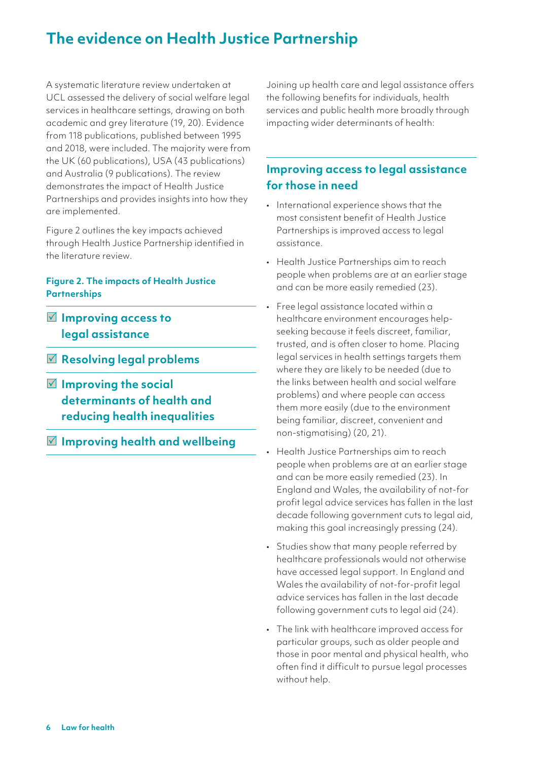# The evidence on Health Justice Partnership

A systematic literature review undertaken at UCL assessed the delivery of social welfare legal services in healthcare settings, drawing on both academic and grey literature (19, 20). Evidence from 118 publications, published between 1995 and 2018, were included. The majority were from the UK (60 publications), USA (43 publications) and Australia (9 publications). The review demonstrates the impact of Health Justice Partnerships and provides insights into how they are implemented.

Figure 2 outlines the key impacts achieved through Health Justice Partnership identified in the literature review.

**Figure 2. The impacts of Health Justice Partnerships**

- ☑ **Improving access to legal assistance**
- ☑ **Resolving legal problems**
- ☑ **Improving the social determinants of health and reducing health inequalities**
- ☑ **Improving health and wellbeing**

Joining up health care and legal assistance offers the following benefits for individuals, health services and public health more broadly through impacting wider determinants of health:

## Improving access to legal assistance for those in need

- International experience shows that the most consistent benefit of Health Justice Partnerships is improved access to legal assistance.
- Health Justice Partnerships aim to reach people when problems are at an earlier stage and can be more easily remedied (23).
- Free legal assistance located within a healthcare environment encourages help-seeking because it feels discreet, familiar, trusted, and is often closer to home. Placing legal services in health settings targets them where they are likely to be needed (due to the links between health and social welfare problems) and where people can access them more easily (due to the environment being familiar, discreet, convenient and non-stigmatising) (20, 21).
- Health Justice Partnerships aim to reach people when problems are at an earlier stage and can be more easily remedied (23). In England and Wales, the availability of not-for profit legal advice services has fallen in the last decade following government cuts to legal aid, making this goal increasingly pressing (24).
- Studies show that many people referred by healthcare professionals would not otherwise have accessed legal support. In England and Wales the availability of not-for-profit legal advice services has fallen in the last decade following government cuts to legal aid (24).
- The link with healthcare improved access for particular groups, such as older people and those in poor mental and physical health, who often find it difficult to pursue legal processes without help.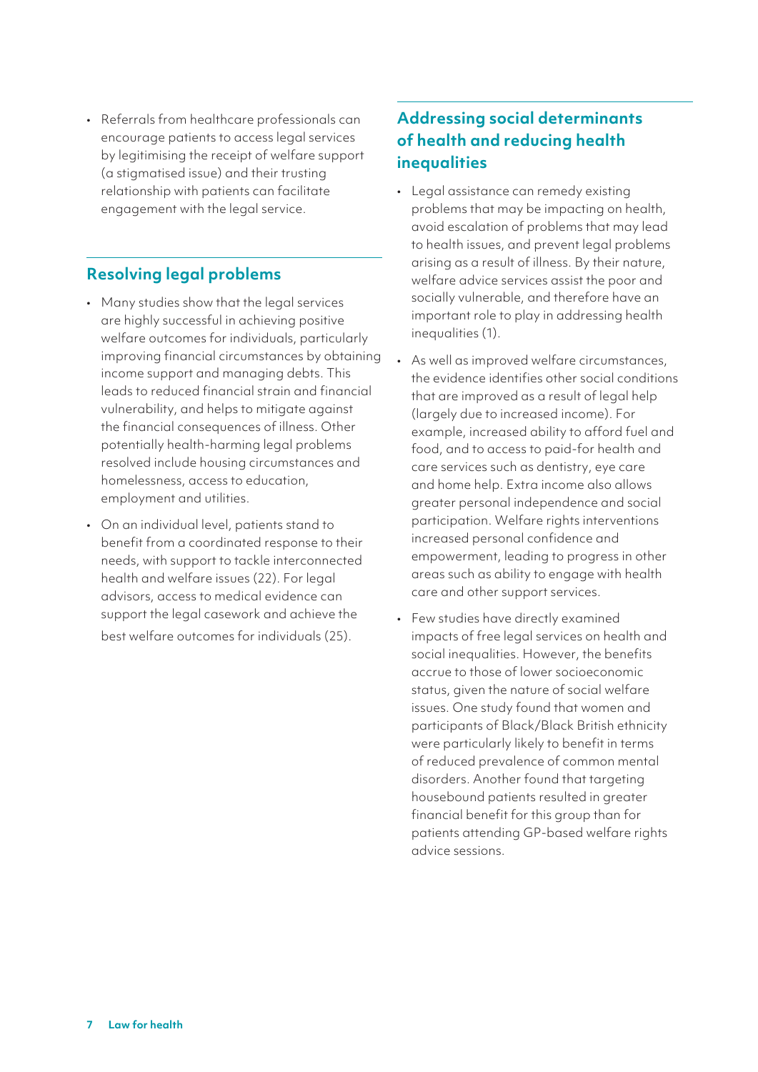- Referrals from healthcare professionals can encourage patients to access legal services by legitimising the receipt of welfare support (a stigmatised issue) and their trusting relationship with patients can facilitate engagement with the legal service.

## Resolving legal problems

- Many studies show that the legal services are highly successful in achieving positive welfare outcomes for individuals, particularly improving financial circumstances by obtaining income support and managing debts. This leads to reduced financial strain and financial vulnerability, and helps to mitigate against the financial consequences of illness. Other potentially health-harming legal problems resolved include housing circumstances and homelessness, access to education, employment and utilities.
- On an individual level, patients stand to benefit from a coordinated response to their needs, with support to tackle interconnected health and welfare issues (22). For legal advisors, access to medical evidence can support the legal casework and achieve the best welfare outcomes for individuals (25).

## Addressing social determinants of health and reducing health inequalities

- Legal assistance can remedy existing problems that may be impacting on health, avoid escalation of problems that may lead to health issues, and prevent legal problems arising as a result of illness. By their nature, welfare advice services assist the poor and socially vulnerable, and therefore have an important role to play in addressing health inequalities (1).
- As well as improved welfare circumstances, the evidence identifies other social conditions that are improved as a result of legal help (largely due to increased income). For example, increased ability to afford fuel and food, and to access to paid-for health and care services such as dentistry, eye care and home help. Extra income also allows greater personal independence and social participation. Welfare rights interventions increased personal confidence and empowerment, leading to progress in other areas such as ability to engage with health care and other support services.
- Few studies have directly examined impacts of free legal services on health and social inequalities. However, the benefits accrue to those of lower socioeconomic status, given the nature of social welfare issues. One study found that women and participants of Black/Black British ethnicity were particularly likely to benefit in terms of reduced prevalence of common mental disorders. Another found that targeting housebound patients resulted in greater financial benefit for this group than for patients attending GP-based welfare rights advice sessions.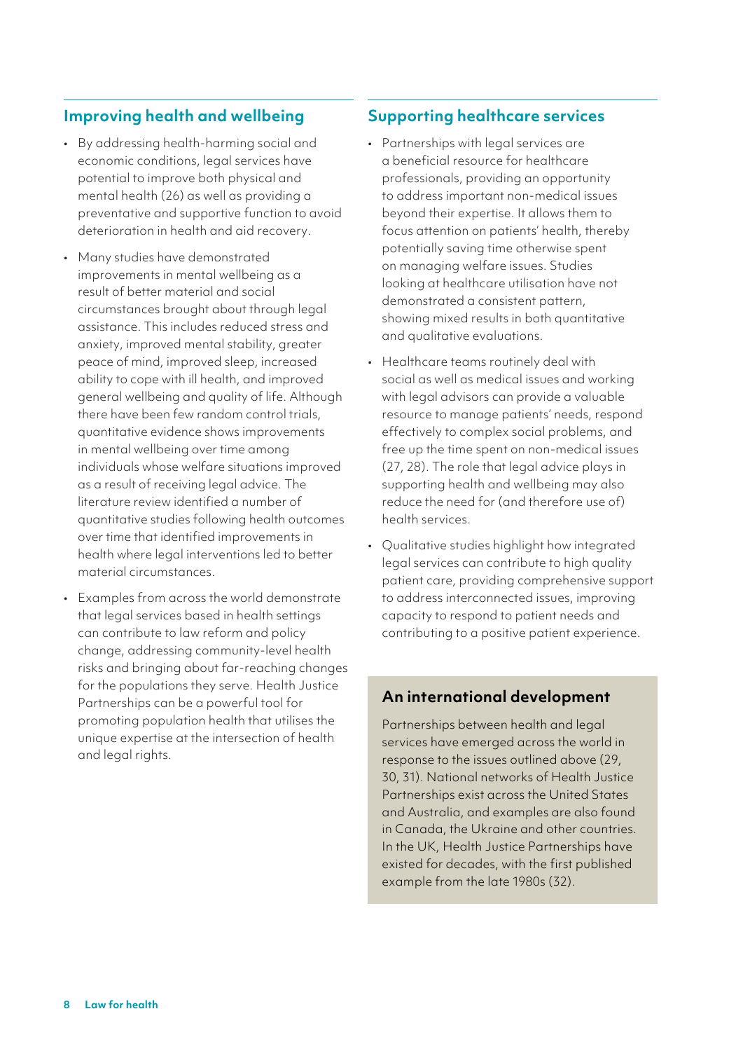## Improving health and wellbeing

- By addressing health-harming social and economic conditions, legal services have potential to improve both physical and mental health (26) as well as providing a preventative and supportive function to avoid deterioration in health and aid recovery.
- Many studies have demonstrated improvements in mental wellbeing as a result of better material and social circumstances brought about through legal assistance. This includes reduced stress and anxiety, improved mental stability, greater peace of mind, improved sleep, increased ability to cope with ill health, and improved general wellbeing and quality of life. Although there have been few random control trials, quantitative evidence shows improvements in mental wellbeing over time among individuals whose welfare situations improved as a result of receiving legal advice. The literature review identified a number of quantitative studies following health outcomes over time that identified improvements in health where legal interventions led to better material circumstances.
- Examples from across the world demonstrate that legal services based in health settings can contribute to law reform and policy change, addressing community-level health risks and bringing about far-reaching changes for the populations they serve. Health Justice Partnerships can be a powerful tool for promoting population health that utilises the unique expertise at the intersection of health and legal rights.

## Supporting healthcare services

- Partnerships with legal services are a beneficial resource for healthcare professionals, providing an opportunity to address important non-medical issues beyond their expertise. It allows them to focus attention on patients' health, thereby potentially saving time otherwise spent on managing welfare issues. Studies looking at healthcare utilisation have not demonstrated a consistent pattern, showing mixed results in both quantitative and qualitative evaluations.
- Healthcare teams routinely deal with social as well as medical issues and working with legal advisors can provide a valuable resource to manage patients' needs, respond effectively to complex social problems, and free up the time spent on non-medical issues (27, 28). The role that legal advice plays in supporting health and wellbeing may also reduce the need for (and therefore use of) health services.
- Qualitative studies highlight how integrated legal services can contribute to high quality patient care, providing comprehensive support to address interconnected issues, improving capacity to respond to patient needs and contributing to a positive patient experience.

### An international development

Partnerships between health and legal services have emerged across the world in response to the issues outlined above (29, 30, 31). National networks of Health Justice Partnerships exist across the United States and Australia, and examples are also found in Canada, the Ukraine and other countries. In the UK, Health Justice Partnerships have existed for decades, with the first published example from the late 1980s (32).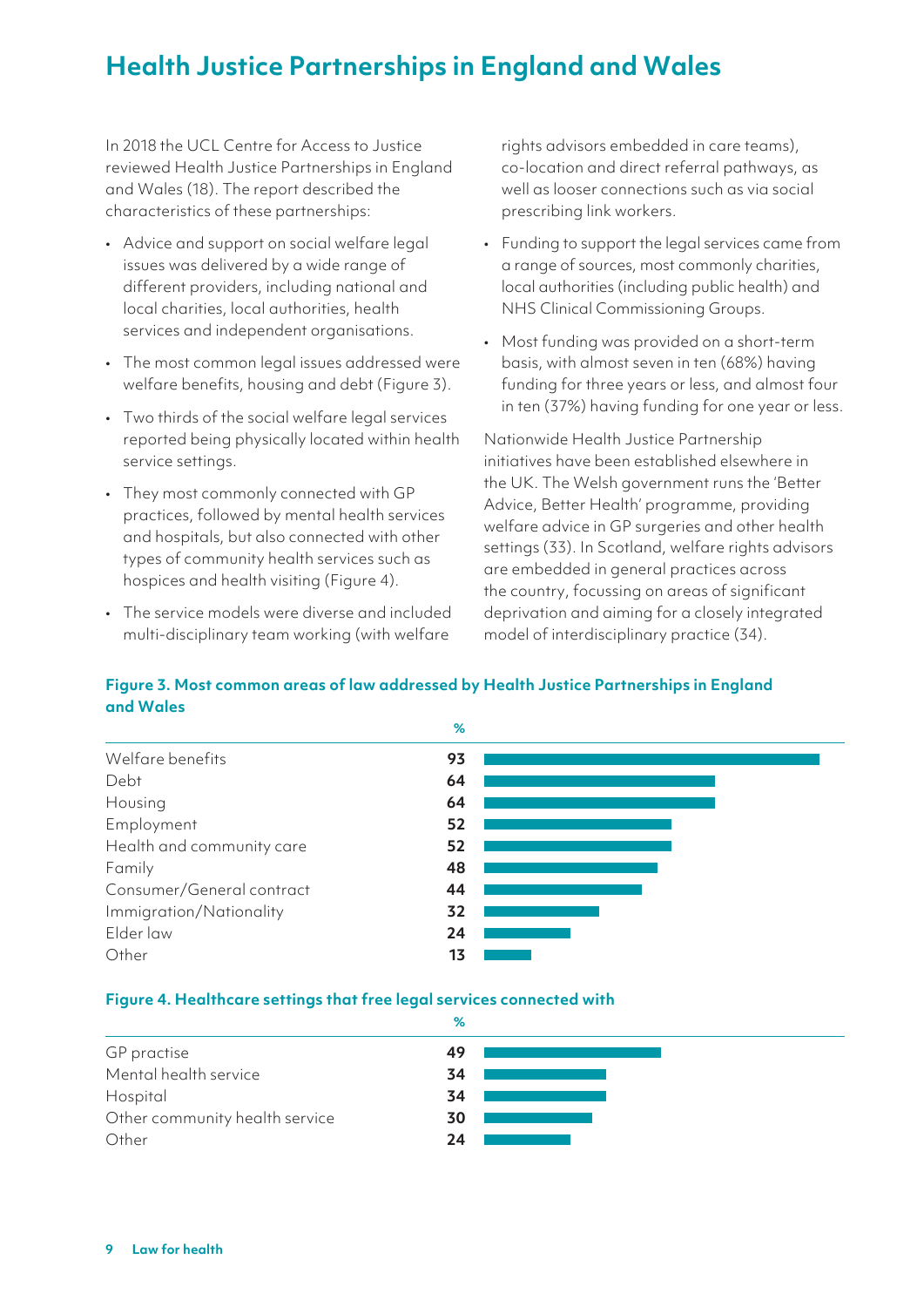# Health Justice Partnerships in England and Wales

In 2018 the UCL Centre for Access to Justice reviewed Health Justice Partnerships in England and Wales (18). The report described the characteristics of these partnerships:

- Advice and support on social welfare legal issues was delivered by a wide range of different providers, including national and local charities, local authorities, health services and independent organisations.
- The most common legal issues addressed were welfare benefits, housing and debt (Figure 3).
- Two thirds of the social welfare legal services reported being physically located within health service settings.
- They most commonly connected with GP practices, followed by mental health services and hospitals, but also connected with other types of community health services such as hospices and health visiting (Figure 4).
- The service models were diverse and included multi-disciplinary team working (with welfare rights advisors embedded in care teams), co-location and direct referral pathways, as well as looser connections such as via social prescribing link workers.
- Funding to support the legal services came from a range of sources, most commonly charities, local authorities (including public health) and NHS Clinical Commissioning Groups.
- Most funding was provided on a short-term basis, with almost seven in ten (68%) having funding for three years or less, and almost four in ten (37%) having funding for one year or less.

Nationwide Health Justice Partnership initiatives have been established elsewhere in the UK. The Welsh government runs the 'Better Advice, Better Health' programme, providing welfare advice in GP surgeries and other health settings (33). In Scotland, welfare rights advisors are embedded in general practices across the country, focussing on areas of significant deprivation and aiming for a closely integrated model of interdisciplinary practice (34).

**Figure 3. Most common areas of law addressed by Health Justice Partnerships in England and Wales**

| | % |
|---|---|
| Welfare benefits | 93 |
| Debt | 64 |
| Housing | 64 |
| Employment | 52 |
| Health and community care | 52 |
| Family | 48 |
| Consumer/General contract | 44 |
| Immigration/Nationality | 32 |
| Elder law | 24 |
| Other | 13 |

**Figure 4. Healthcare settings that free legal services connected with**

| | % |
|---|---|
| GP practise | 49 |
| Mental health service | 34 |
| Hospital | 34 |
| Other community health service | 30 |
| Other | 24 |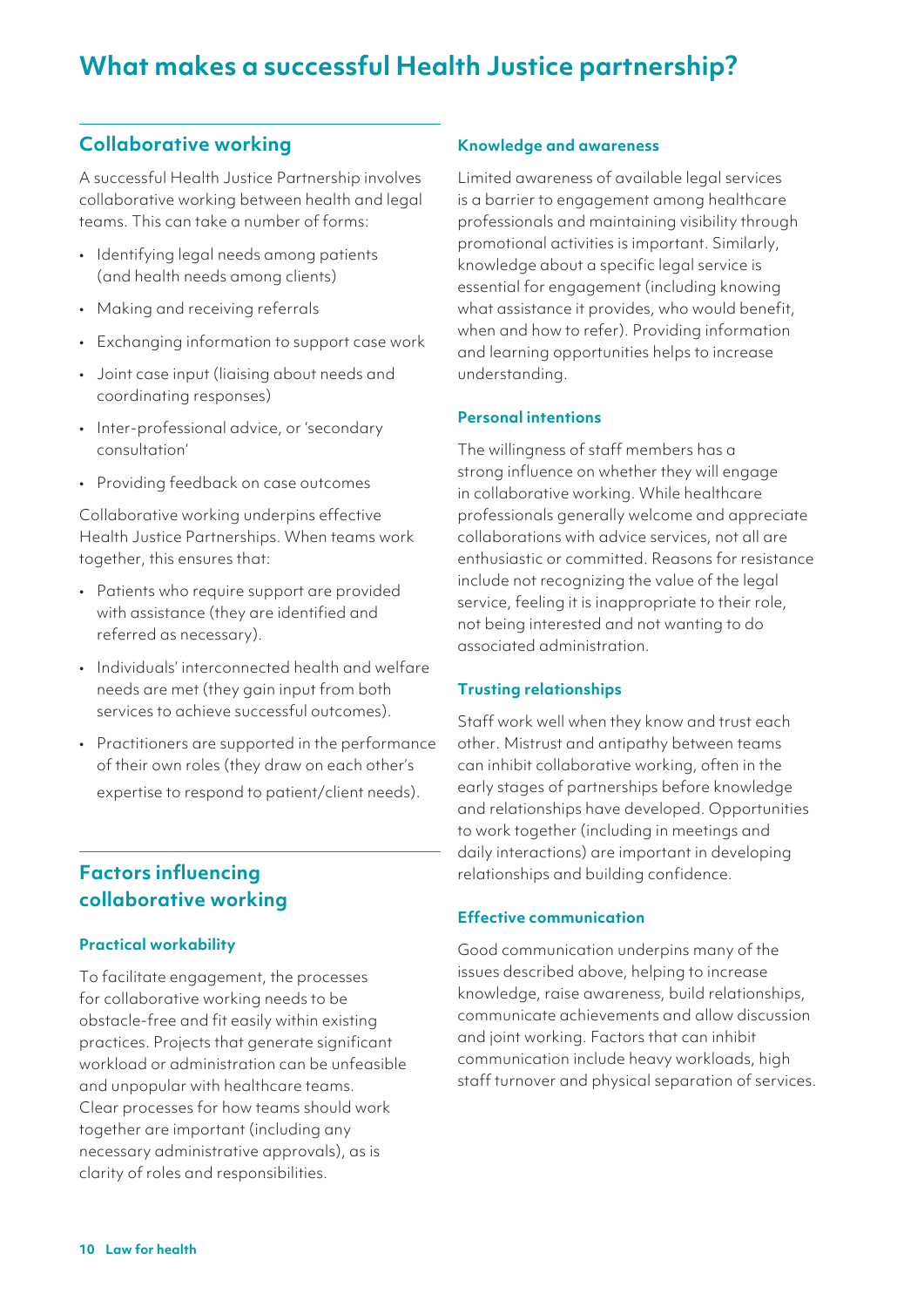# What makes a successful Health Justice partnership?

## Collaborative working

A successful Health Justice Partnership involves collaborative working between health and legal teams. This can take a number of forms:

- Identifying legal needs among patients (and health needs among clients)
- Making and receiving referrals
- Exchanging information to support case work
- Joint case input (liaising about needs and coordinating responses)
- Inter-professional advice, or 'secondary consultation'
- Providing feedback on case outcomes

Collaborative working underpins effective Health Justice Partnerships. When teams work together, this ensures that:

- Patients who require support are provided with assistance (they are identified and referred as necessary).
- Individuals' interconnected health and welfare needs are met (they gain input from both services to achieve successful outcomes).
- Practitioners are supported in the performance of their own roles (they draw on each other's expertise to respond to patient/client needs).

## Factors influencing collaborative working

### Practical workability

To facilitate engagement, the processes for collaborative working needs to be obstacle-free and fit easily within existing practices. Projects that generate significant workload or administration can be unfeasible and unpopular with healthcare teams. Clear processes for how teams should work together are important (including any necessary administrative approvals), as is clarity of roles and responsibilities.

### Knowledge and awareness

Limited awareness of available legal services is a barrier to engagement among healthcare professionals and maintaining visibility through promotional activities is important. Similarly, knowledge about a specific legal service is essential for engagement (including knowing what assistance it provides, who would benefit, when and how to refer). Providing information and learning opportunities helps to increase understanding.

### Personal intentions

The willingness of staff members has a strong influence on whether they will engage in collaborative working. While healthcare professionals generally welcome and appreciate collaborations with advice services, not all are enthusiastic or committed. Reasons for resistance include not recognizing the value of the legal service, feeling it is inappropriate to their role, not being interested and not wanting to do associated administration.

### Trusting relationships

Staff work well when they know and trust each other. Mistrust and antipathy between teams can inhibit collaborative working, often in the early stages of partnerships before knowledge and relationships have developed. Opportunities to work together (including in meetings and daily interactions) are important in developing relationships and building confidence.

### Effective communication

Good communication underpins many of the issues described above, helping to increase knowledge, raise awareness, build relationships, communicate achievements and allow discussion and joint working. Factors that can inhibit communication include heavy workloads, high staff turnover and physical separation of services.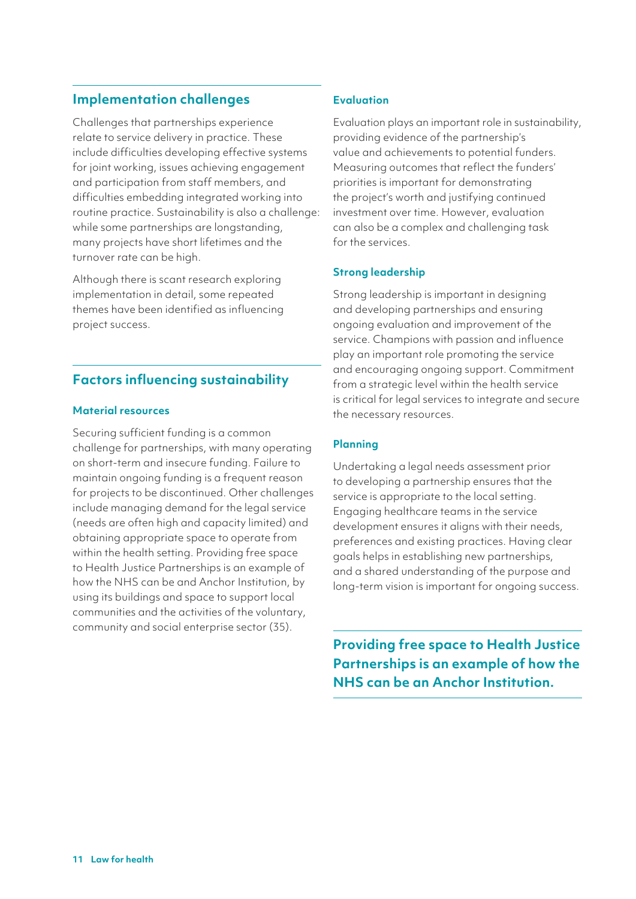## Implementation challenges

Challenges that partnerships experience relate to service delivery in practice. These include difficulties developing effective systems for joint working, issues achieving engagement and participation from staff members, and difficulties embedding integrated working into routine practice. Sustainability is also a challenge: while some partnerships are longstanding, many projects have short lifetimes and the turnover rate can be high.

Although there is scant research exploring implementation in detail, some repeated themes have been identified as influencing project success.

## Factors influencing sustainability

### Material resources

Securing sufficient funding is a common challenge for partnerships, with many operating on short-term and insecure funding. Failure to maintain ongoing funding is a frequent reason for projects to be discontinued. Other challenges include managing demand for the legal service (needs are often high and capacity limited) and obtaining appropriate space to operate from within the health setting. Providing free space to Health Justice Partnerships is an example of how the NHS can be and Anchor Institution, by using its buildings and space to support local communities and the activities of the voluntary, community and social enterprise sector (35).

### Evaluation

Evaluation plays an important role in sustainability, providing evidence of the partnership's value and achievements to potential funders. Measuring outcomes that reflect the funders' priorities is important for demonstrating the project's worth and justifying continued investment over time. However, evaluation can also be a complex and challenging task for the services.

### Strong leadership

Strong leadership is important in designing and developing partnerships and ensuring ongoing evaluation and improvement of the service. Champions with passion and influence play an important role promoting the service and encouraging ongoing support. Commitment from a strategic level within the health service is critical for legal services to integrate and secure the necessary resources.

### Planning

Undertaking a legal needs assessment prior to developing a partnership ensures that the service is appropriate to the local setting. Engaging healthcare teams in the service development ensures it aligns with their needs, preferences and existing practices. Having clear goals helps in establishing new partnerships, and a shared understanding of the purpose and long-term vision is important for ongoing success.

**Providing free space to Health Justice Partnerships is an example of how the NHS can be an Anchor Institution.**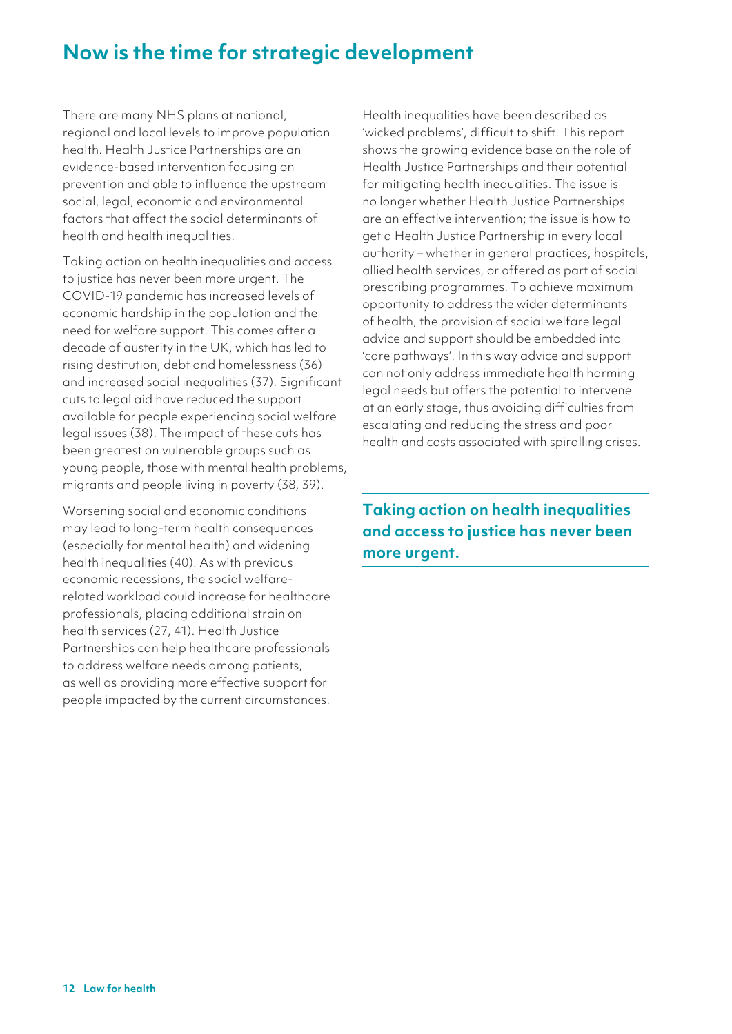## Now is the time for strategic development

There are many NHS plans at national, regional and local levels to improve population health. Health Justice Partnerships are an evidence-based intervention focusing on prevention and able to influence the upstream social, legal, economic and environmental factors that affect the social determinants of health and health inequalities.

Taking action on health inequalities and access to justice has never been more urgent. The COVID-19 pandemic has increased levels of economic hardship in the population and the need for welfare support. This comes after a decade of austerity in the UK, which has led to rising destitution, debt and homelessness (36) and increased social inequalities (37). Significant cuts to legal aid have reduced the support available for people experiencing social welfare legal issues (38). The impact of these cuts has been greatest on vulnerable groups such as young people, those with mental health problems, migrants and people living in poverty (38, 39).

Worsening social and economic conditions may lead to long-term health consequences (especially for mental health) and widening health inequalities (40). As with previous economic recessions, the social welfare-related workload could increase for healthcare professionals, placing additional strain on health services (27, 41). Health Justice Partnerships can help healthcare professionals to address welfare needs among patients, as well as providing more effective support for people impacted by the current circumstances.

Health inequalities have been described as 'wicked problems', difficult to shift. This report shows the growing evidence base on the role of Health Justice Partnerships and their potential for mitigating health inequalities. The issue is no longer whether Health Justice Partnerships are an effective intervention; the issue is how to get a Health Justice Partnership in every local authority – whether in general practices, hospitals, allied health services, or offered as part of social prescribing programmes. To achieve maximum opportunity to address the wider determinants of health, the provision of social welfare legal advice and support should be embedded into 'care pathways'. In this way advice and support can not only address immediate health harming legal needs but offers the potential to intervene at an early stage, thus avoiding difficulties from escalating and reducing the stress and poor health and costs associated with spiralling crises.

**Taking action on health inequalities and access to justice has never been more urgent.**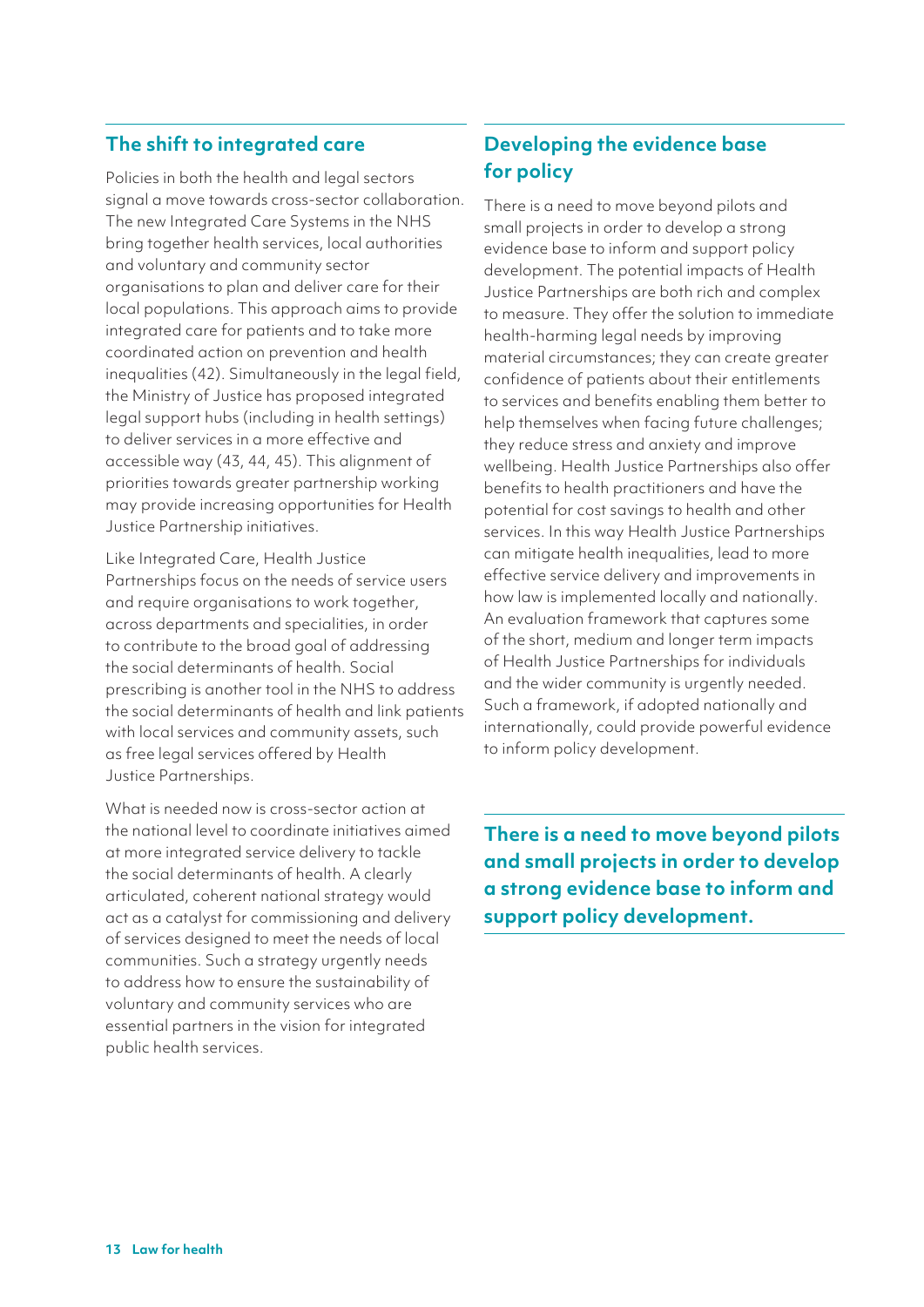## The shift to integrated care

Policies in both the health and legal sectors signal a move towards cross-sector collaboration. The new Integrated Care Systems in the NHS bring together health services, local authorities and voluntary and community sector organisations to plan and deliver care for their local populations. This approach aims to provide integrated care for patients and to take more coordinated action on prevention and health inequalities (42). Simultaneously in the legal field, the Ministry of Justice has proposed integrated legal support hubs (including in health settings) to deliver services in a more effective and accessible way (43, 44, 45). This alignment of priorities towards greater partnership working may provide increasing opportunities for Health Justice Partnership initiatives.

Like Integrated Care, Health Justice Partnerships focus on the needs of service users and require organisations to work together, across departments and specialities, in order to contribute to the broad goal of addressing the social determinants of health. Social prescribing is another tool in the NHS to address the social determinants of health and link patients with local services and community assets, such as free legal services offered by Health Justice Partnerships.

What is needed now is cross-sector action at the national level to coordinate initiatives aimed at more integrated service delivery to tackle the social determinants of health. A clearly articulated, coherent national strategy would act as a catalyst for commissioning and delivery of services designed to meet the needs of local communities. Such a strategy urgently needs to address how to ensure the sustainability of voluntary and community services who are essential partners in the vision for integrated public health services.

## Developing the evidence base for policy

There is a need to move beyond pilots and small projects in order to develop a strong evidence base to inform and support policy development. The potential impacts of Health Justice Partnerships are both rich and complex to measure. They offer the solution to immediate health-harming legal needs by improving material circumstances; they can create greater confidence of patients about their entitlements to services and benefits enabling them better to help themselves when facing future challenges; they reduce stress and anxiety and improve wellbeing. Health Justice Partnerships also offer benefits to health practitioners and have the potential for cost savings to health and other services. In this way Health Justice Partnerships can mitigate health inequalities, lead to more effective service delivery and improvements in how law is implemented locally and nationally. An evaluation framework that captures some of the short, medium and longer term impacts of Health Justice Partnerships for individuals and the wider community is urgently needed. Such a framework, if adopted nationally and internationally, could provide powerful evidence to inform policy development.

**There is a need to move beyond pilots and small projects in order to develop a strong evidence base to inform and support policy development.**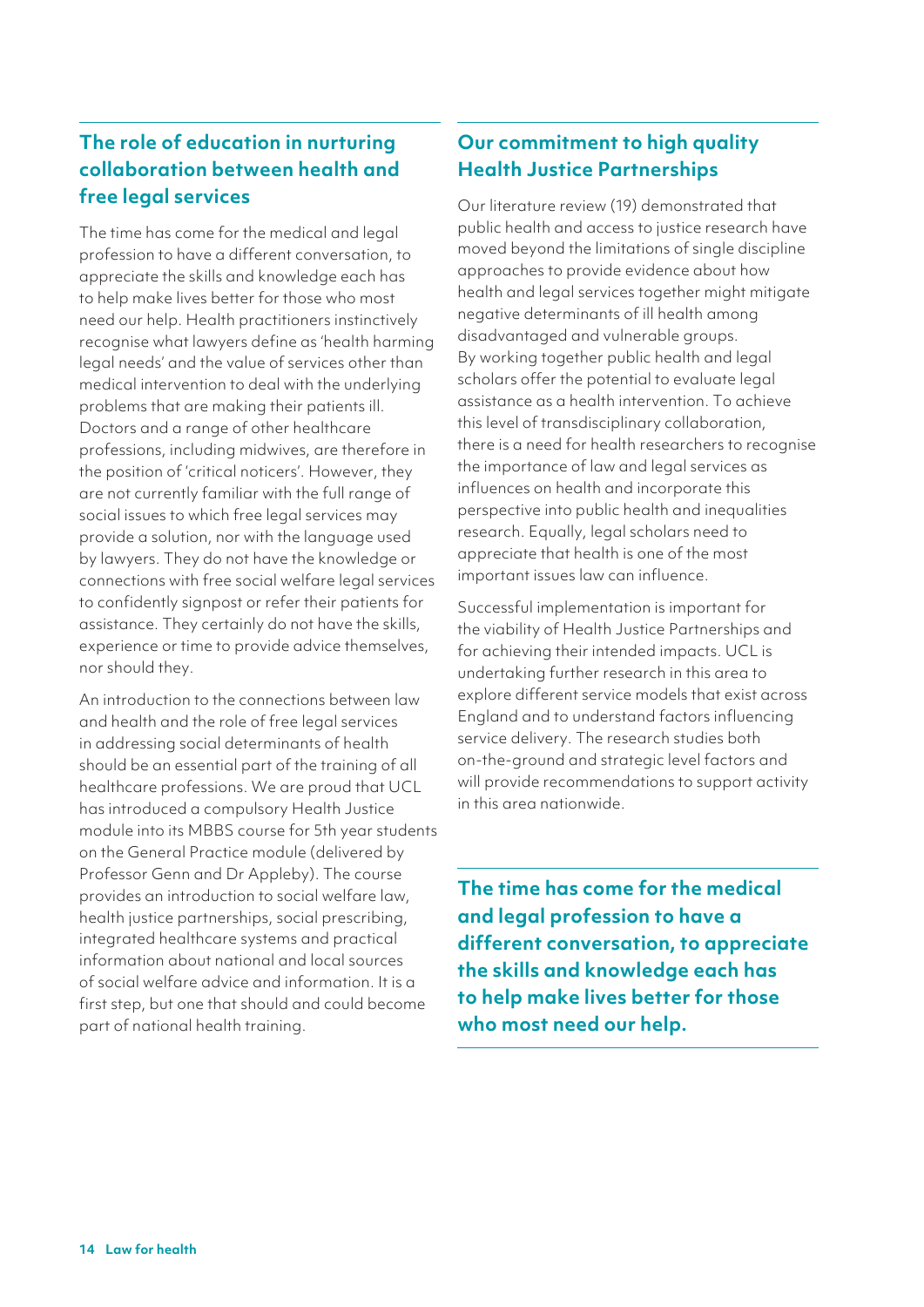## The role of education in nurturing collaboration between health and free legal services

The time has come for the medical and legal profession to have a different conversation, to appreciate the skills and knowledge each has to help make lives better for those who most need our help. Health practitioners instinctively recognise what lawyers define as 'health harming legal needs' and the value of services other than medical intervention to deal with the underlying problems that are making their patients ill. Doctors and a range of other healthcare professions, including midwives, are therefore in the position of 'critical noticers'. However, they are not currently familiar with the full range of social issues to which free legal services may provide a solution, nor with the language used by lawyers. They do not have the knowledge or connections with free social welfare legal services to confidently signpost or refer their patients for assistance. They certainly do not have the skills, experience or time to provide advice themselves, nor should they.

An introduction to the connections between law and health and the role of free legal services in addressing social determinants of health should be an essential part of the training of all healthcare professions. We are proud that UCL has introduced a compulsory Health Justice module into its MBBS course for 5th year students on the General Practice module (delivered by Professor Genn and Dr Appleby). The course provides an introduction to social welfare law, health justice partnerships, social prescribing, integrated healthcare systems and practical information about national and local sources of social welfare advice and information. It is a first step, but one that should and could become part of national health training.

## Our commitment to high quality Health Justice Partnerships

Our literature review (19) demonstrated that public health and access to justice research have moved beyond the limitations of single discipline approaches to provide evidence about how health and legal services together might mitigate negative determinants of ill health among disadvantaged and vulnerable groups. By working together public health and legal scholars offer the potential to evaluate legal assistance as a health intervention. To achieve this level of transdisciplinary collaboration, there is a need for health researchers to recognise the importance of law and legal services as influences on health and incorporate this perspective into public health and inequalities research. Equally, legal scholars need to appreciate that health is one of the most important issues law can influence.

Successful implementation is important for the viability of Health Justice Partnerships and for achieving their intended impacts. UCL is undertaking further research in this area to explore different service models that exist across England and to understand factors influencing service delivery. The research studies both on-the-ground and strategic level factors and will provide recommendations to support activity in this area nationwide.

**The time has come for the medical and legal profession to have a different conversation, to appreciate the skills and knowledge each has to help make lives better for those who most need our help.**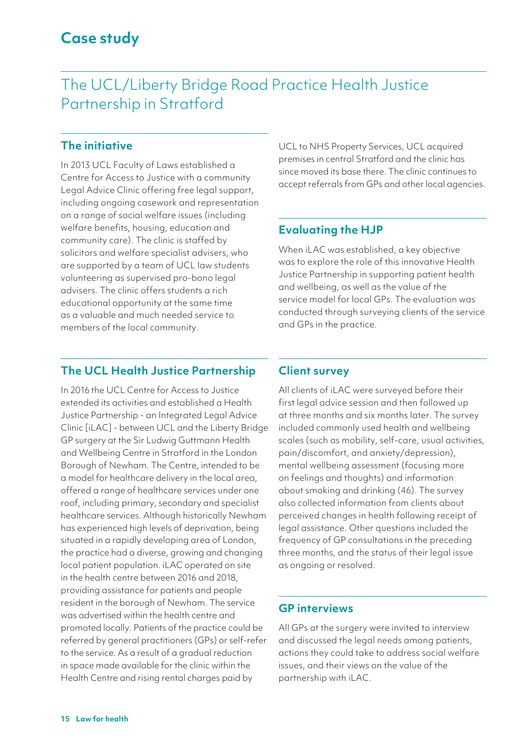# Case study

## The UCL/Liberty Bridge Road Practice Health Justice Partnership in Stratford

### The initiative

In 2013 UCL Faculty of Laws established a Centre for Access to Justice with a community Legal Advice Clinic offering free legal support, including ongoing casework and representation on a range of social welfare issues (including welfare benefits, housing, education and community care). The clinic is staffed by solicitors and welfare specialist advisers, who are supported by a team of UCL law students volunteering as supervised pro-bono legal advisers. The clinic offers students a rich educational opportunity at the same time as a valuable and much needed service to members of the local community.

### The UCL Health Justice Partnership

In 2016 the UCL Centre for Access to Justice extended its activities and established a Health Justice Partnership - an Integrated Legal Advice Clinic [iLAC] - between UCL and the Liberty Bridge GP surgery at the Sir Ludwig Guttmann Health and Wellbeing Centre in Stratford in the London Borough of Newham. The Centre, intended to be a model for healthcare delivery in the local area, offered a range of healthcare services under one roof, including primary, secondary and specialist healthcare services. Although historically Newham has experienced high levels of deprivation, being situated in a rapidly developing area of London, the practice had a diverse, growing and changing local patient population. iLAC operated on site in the health centre between 2016 and 2018, providing assistance for patients and people resident in the borough of Newham. The service was advertised within the health centre and promoted locally. Patients of the practice could be referred by general practitioners (GPs) or self-refer to the service. As a result of a gradual reduction in space made available for the clinic within the Health Centre and rising rental charges paid by UCL to NHS Property Services, UCL acquired premises in central Stratford and the clinic has since moved its base there. The clinic continues to accept referrals from GPs and other local agencies.

### Evaluating the HJP

When iLAC was established, a key objective was to explore the role of this innovative Health Justice Partnership in supporting patient health and wellbeing, as well as the value of the service model for local GPs. The evaluation was conducted through surveying clients of the service and GPs in the practice.

### Client survey

All clients of iLAC were surveyed before their first legal advice session and then followed up at three months and six months later. The survey included commonly used health and wellbeing scales (such as mobility, self-care, usual activities, pain/discomfort, and anxiety/depression), mental wellbeing assessment (focusing more on feelings and thoughts) and information about smoking and drinking (46). The survey also collected information from clients about perceived changes in health following receipt of legal assistance. Other questions included the frequency of GP consultations in the preceding three months, and the status of their legal issue as ongoing or resolved.

### GP interviews

All GPs at the surgery were invited to interview and discussed the legal needs among patients, actions they could take to address social welfare issues, and their views on the value of the partnership with iLAC.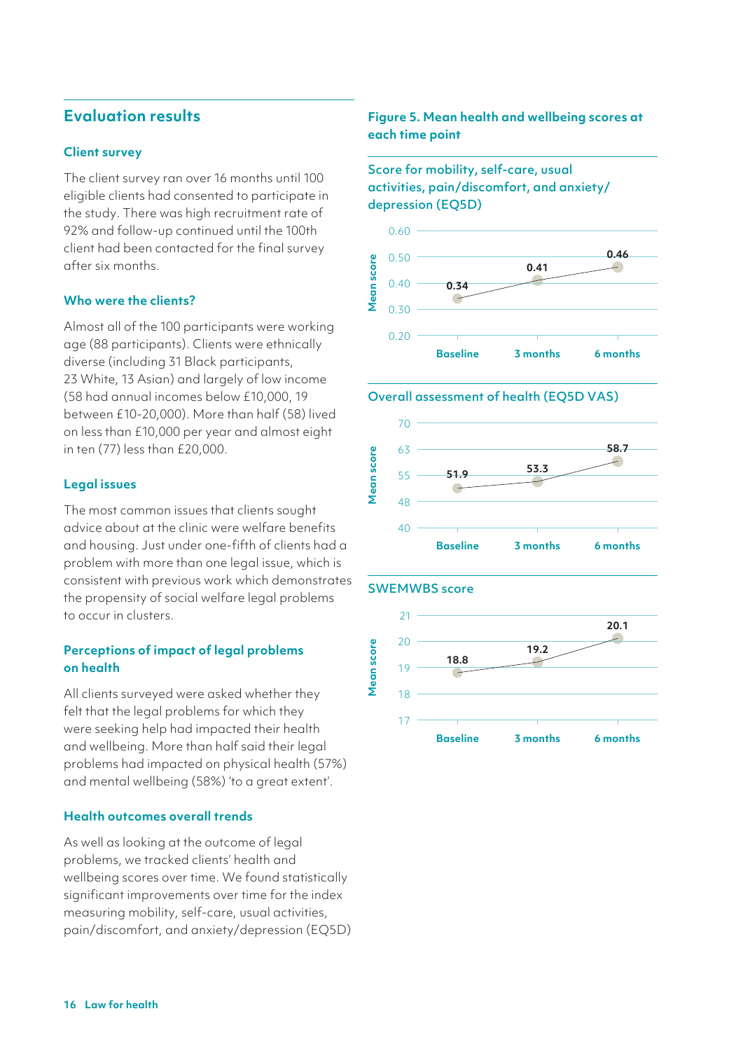## Evaluation results

### Client survey

The client survey ran over 16 months until 100 eligible clients had consented to participate in the study. There was high recruitment rate of 92% and follow-up continued until the 100th client had been contacted for the final survey after six months.

### Who were the clients?

Almost all of the 100 participants were working age (88 participants). Clients were ethnically diverse (including 31 Black participants, 23 White, 13 Asian) and largely of low income (58 had annual incomes below £10,000, 19 between £10-20,000). More than half (58) lived on less than £10,000 per year and almost eight in ten (77) less than £20,000.

### Legal issues

The most common issues that clients sought advice about at the clinic were welfare benefits and housing. Just under one-fifth of clients had a problem with more than one legal issue, which is consistent with previous work which demonstrates the propensity of social welfare legal problems to occur in clusters.

### Perceptions of impact of legal problems on health

All clients surveyed were asked whether they felt that the legal problems for which they were seeking help had impacted their health and wellbeing. More than half said their legal problems had impacted on physical health (57%) and mental wellbeing (58%) 'to a great extent'.

### Health outcomes overall trends

As well as looking at the outcome of legal problems, we tracked clients' health and wellbeing scores over time. We found statistically significant improvements over time for the index measuring mobility, self-care, usual activities, pain/discomfort, and anxiety/depression (EQ5D)

**Figure 5. Mean health and wellbeing scores at each time point**

**Score for mobility, self-care, usual activities, pain/discomfort, and anxiety/depression (EQ5D)**

| | Baseline | 3 months | 6 months |
|---|---|---|---|
| Mean score | 0.34 | 0.41 | 0.46 |

**Overall assessment of health (EQ5D VAS)**

| | Baseline | 3 months | 6 months |
|---|---|---|---|
| Mean score | 51.9 | 53.3 | 58.7 |

**SWEMWBS score**

| | Baseline | 3 months | 6 months |
|---|---|---|---|
| Mean score | 18.8 | 19.2 | 20.1 |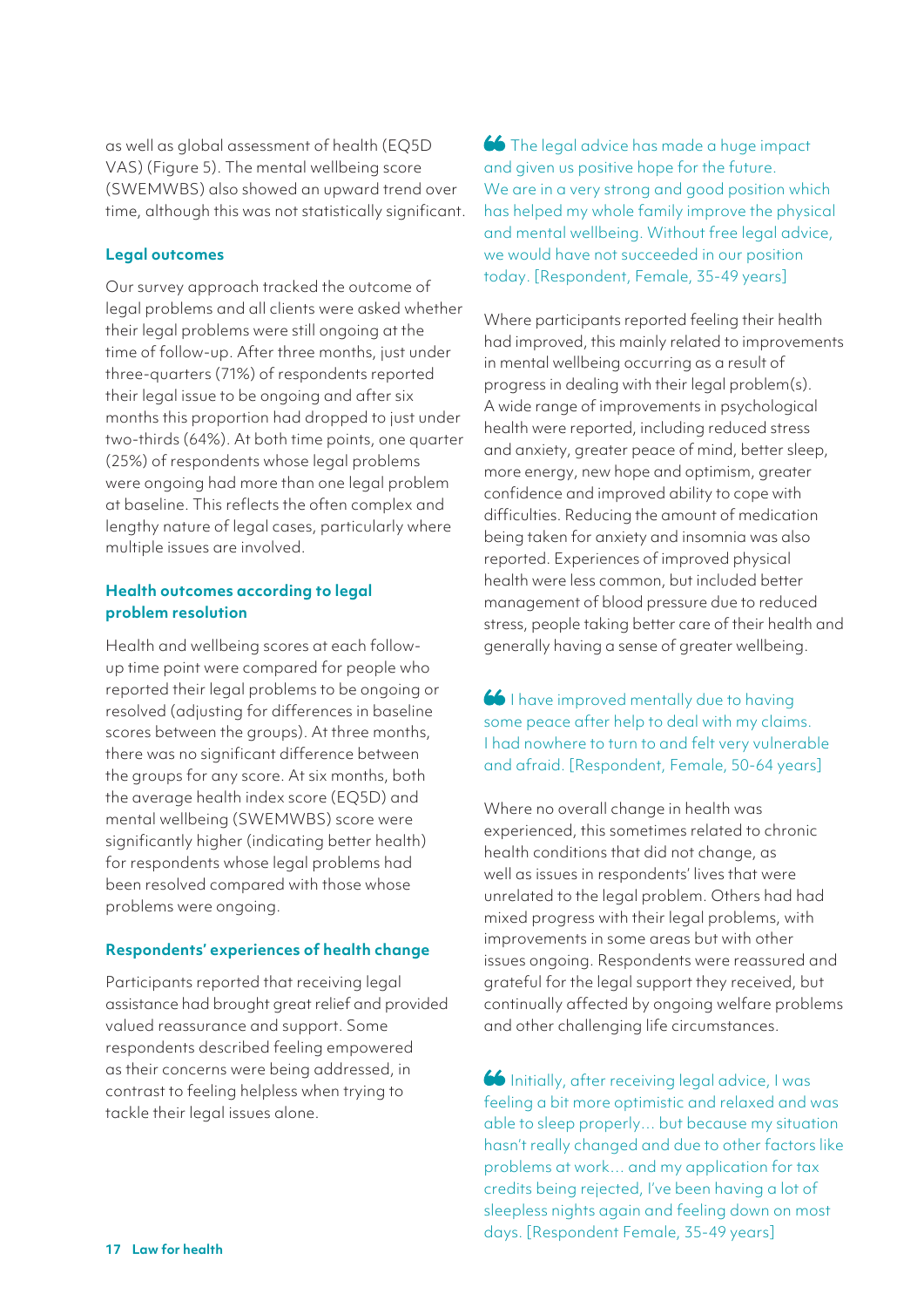as well as global assessment of health (EQ5D VAS) (Figure 5). The mental wellbeing score (SWEMWBS) also showed an upward trend over time, although this was not statistically significant.

### Legal outcomes

Our survey approach tracked the outcome of legal problems and all clients were asked whether their legal problems were still ongoing at the time of follow-up. After three months, just under three-quarters (71%) of respondents reported their legal issue to be ongoing and after six months this proportion had dropped to just under two-thirds (64%). At both time points, one quarter (25%) of respondents whose legal problems were ongoing had more than one legal problem at baseline. This reflects the often complex and lengthy nature of legal cases, particularly where multiple issues are involved.

### Health outcomes according to legal problem resolution

Health and wellbeing scores at each follow-up time point were compared for people who reported their legal problems to be ongoing or resolved (adjusting for differences in baseline scores between the groups). At three months, there was no significant difference between the groups for any score. At six months, both the average health index score (EQ5D) and mental wellbeing (SWEMWBS) score were significantly higher (indicating better health) for respondents whose legal problems had been resolved compared with those whose problems were ongoing.

### Respondents' experiences of health change

Participants reported that receiving legal assistance had brought great relief and provided valued reassurance and support. Some respondents described feeling empowered as their concerns were being addressed, in contrast to feeling helpless when trying to tackle their legal issues alone.

> The legal advice has made a huge impact and given us positive hope for the future. We are in a very strong and good position which has helped my whole family improve the physical and mental wellbeing. Without free legal advice, we would have not succeeded in our position today. [Respondent, Female, 35-49 years]

Where participants reported feeling their health had improved, this mainly related to improvements in mental wellbeing occurring as a result of progress in dealing with their legal problem(s). A wide range of improvements in psychological health were reported, including reduced stress and anxiety, greater peace of mind, better sleep, more energy, new hope and optimism, greater confidence and improved ability to cope with difficulties. Reducing the amount of medication being taken for anxiety and insomnia was also reported. Experiences of improved physical health were less common, but included better management of blood pressure due to reduced stress, people taking better care of their health and generally having a sense of greater wellbeing.

> I have improved mentally due to having some peace after help to deal with my claims. I had nowhere to turn to and felt very vulnerable and afraid. [Respondent, Female, 50-64 years]

Where no overall change in health was experienced, this sometimes related to chronic health conditions that did not change, as well as issues in respondents' lives that were unrelated to the legal problem. Others had had mixed progress with their legal problems, with improvements in some areas but with other issues ongoing. Respondents were reassured and grateful for the legal support they received, but continually affected by ongoing welfare problems and other challenging life circumstances.

> Initially, after receiving legal advice, I was feeling a bit more optimistic and relaxed and was able to sleep properly... but because my situation hasn't really changed and due to other factors like problems at work... and my application for tax credits being rejected, I've been having a lot of sleepless nights again and feeling down on most days. [Respondent Female, 35-49 years]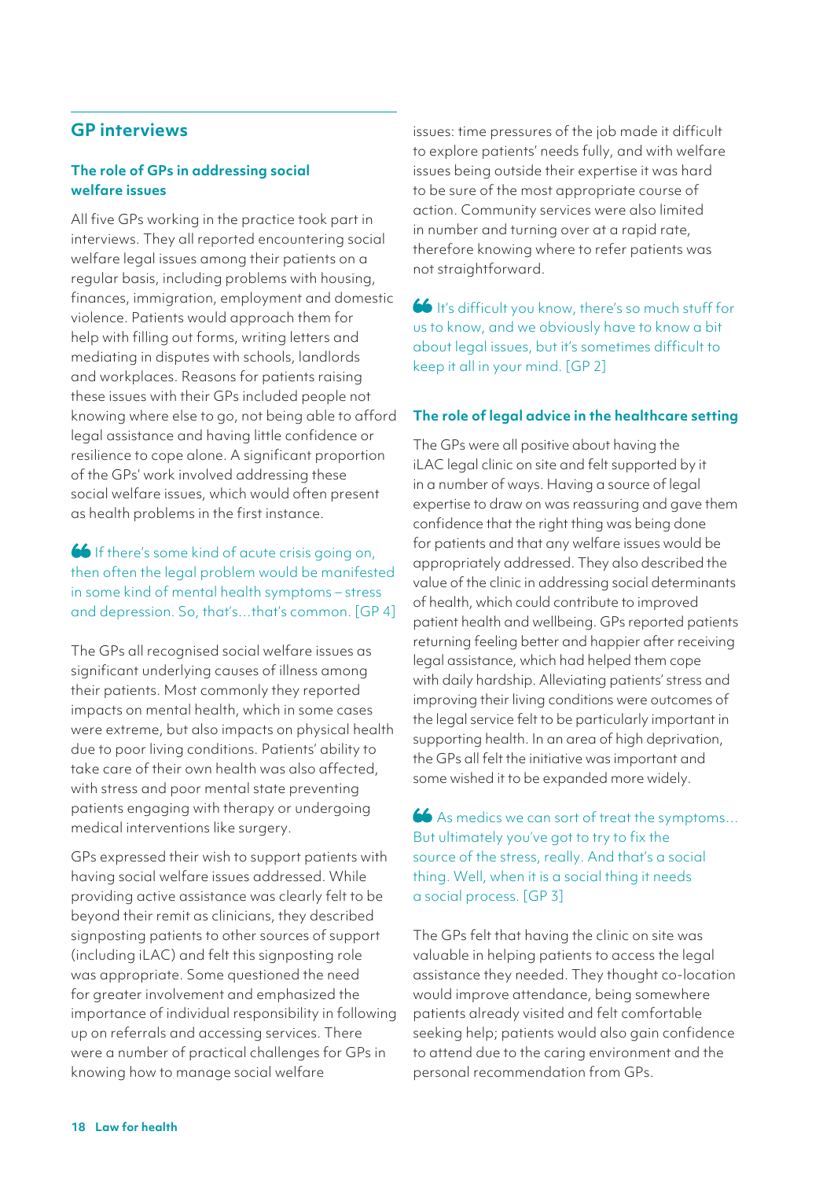## GP interviews

### The role of GPs in addressing social welfare issues

All five GPs working in the practice took part in interviews. They all reported encountering social welfare legal issues among their patients on a regular basis, including problems with housing, finances, immigration, employment and domestic violence. Patients would approach them for help with filling out forms, writing letters and mediating in disputes with schools, landlords and workplaces. Reasons for patients raising these issues with their GPs included people not knowing where else to go, not being able to afford legal assistance and having little confidence or resilience to cope alone. A significant proportion of the GPs' work involved addressing these social welfare issues, which would often present as health problems in the first instance.

> If there's some kind of acute crisis going on, then often the legal problem would be manifested in some kind of mental health symptoms – stress and depression. So, that's…that's common. [GP 4]

The GPs all recognised social welfare issues as significant underlying causes of illness among their patients. Most commonly they reported impacts on mental health, which in some cases were extreme, but also impacts on physical health due to poor living conditions. Patients' ability to take care of their own health was also affected, with stress and poor mental state preventing patients engaging with therapy or undergoing medical interventions like surgery.

GPs expressed their wish to support patients with having social welfare issues addressed. While providing active assistance was clearly felt to be beyond their remit as clinicians, they described signposting patients to other sources of support (including iLAC) and felt this signposting role was appropriate. Some questioned the need for greater involvement and emphasized the importance of individual responsibility in following up on referrals and accessing services. There were a number of practical challenges for GPs in knowing how to manage social welfare issues: time pressures of the job made it difficult to explore patients' needs fully, and with welfare issues being outside their expertise it was hard to be sure of the most appropriate course of action. Community services were also limited in number and turning over at a rapid rate, therefore knowing where to refer patients was not straightforward.

> It's difficult you know, there's so much stuff for us to know, and we obviously have to know a bit about legal issues, but it's sometimes difficult to keep it all in your mind. [GP 2]

### The role of legal advice in the healthcare setting

The GPs were all positive about having the iLAC legal clinic on site and felt supported by it in a number of ways. Having a source of legal expertise to draw on was reassuring and gave them confidence that the right thing was being done for patients and that any welfare issues would be appropriately addressed. They also described the value of the clinic in addressing social determinants of health, which could contribute to improved patient health and wellbeing. GPs reported patients returning feeling better and happier after receiving legal assistance, which had helped them cope with daily hardship. Alleviating patients' stress and improving their living conditions were outcomes of the legal service felt to be particularly important in supporting health. In an area of high deprivation, the GPs all felt the initiative was important and some wished it to be expanded more widely.

> As medics we can sort of treat the symptoms… But ultimately you've got to try to fix the source of the stress, really. And that's a social thing. Well, when it is a social thing it needs a social process. [GP 3]

The GPs felt that having the clinic on site was valuable in helping patients to access the legal assistance they needed. They thought co-location would improve attendance, being somewhere patients already visited and felt comfortable seeking help; patients would also gain confidence to attend due to the caring environment and the personal recommendation from GPs.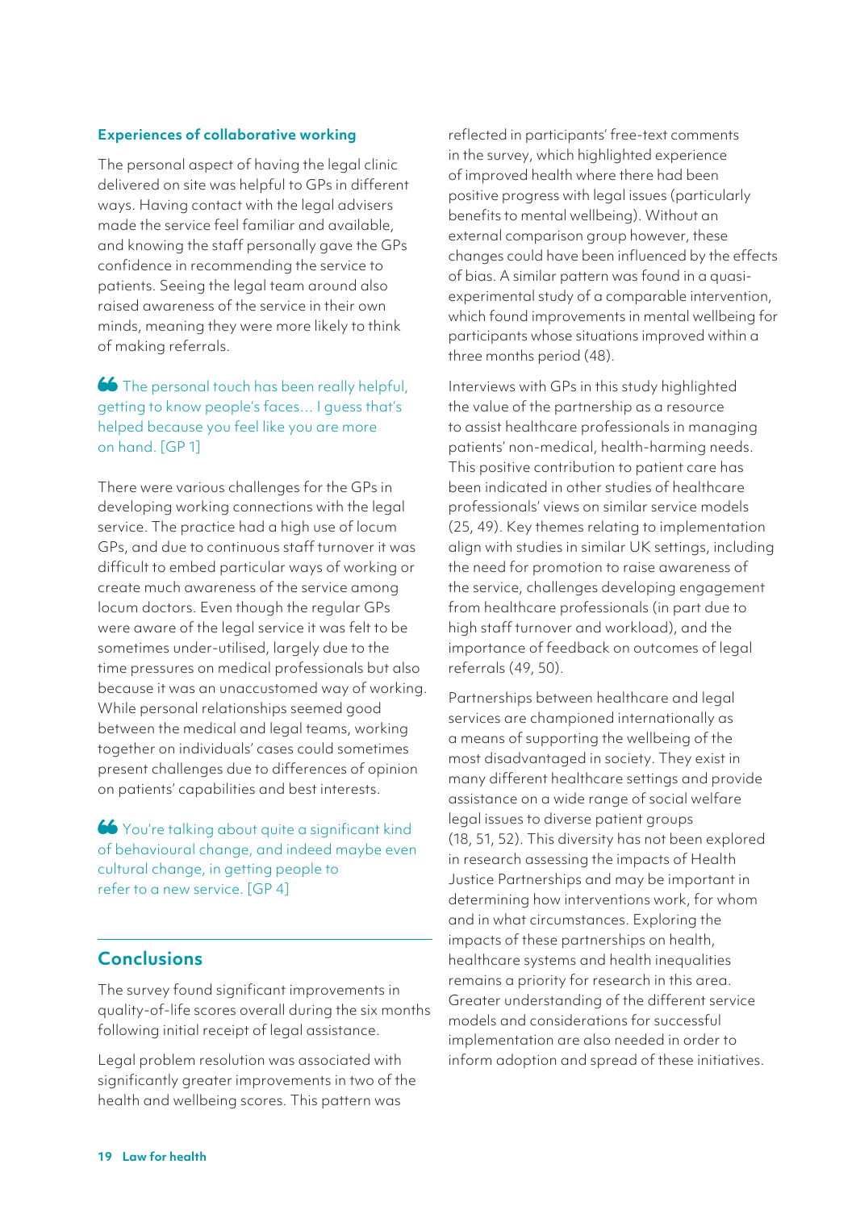### Experiences of collaborative working

The personal aspect of having the legal clinic delivered on site was helpful to GPs in different ways. Having contact with the legal advisers made the service feel familiar and available, and knowing the staff personally gave the GPs confidence in recommending the service to patients. Seeing the legal team around also raised awareness of the service in their own minds, meaning they were more likely to think of making referrals.

> “The personal touch has been really helpful, getting to know people's faces… I guess that's helped because you feel like you are more on hand. [GP 1]

There were various challenges for the GPs in developing working connections with the legal service. The practice had a high use of locum GPs, and due to continuous staff turnover it was difficult to embed particular ways of working or create much awareness of the service among locum doctors. Even though the regular GPs were aware of the legal service it was felt to be sometimes under-utilised, largely due to the time pressures on medical professionals but also because it was an unaccustomed way of working. While personal relationships seemed good between the medical and legal teams, working together on individuals' cases could sometimes present challenges due to differences of opinion on patients' capabilities and best interests.

> “You're talking about quite a significant kind of behavioural change, and indeed maybe even cultural change, in getting people to refer to a new service. [GP 4]

## Conclusions

The survey found significant improvements in quality-of-life scores overall during the six months following initial receipt of legal assistance.

Legal problem resolution was associated with significantly greater improvements in two of the health and wellbeing scores. This pattern was reflected in participants' free-text comments in the survey, which highlighted experience of improved health where there had been positive progress with legal issues (particularly benefits to mental wellbeing). Without an external comparison group however, these changes could have been influenced by the effects of bias. A similar pattern was found in a quasi-experimental study of a comparable intervention, which found improvements in mental wellbeing for participants whose situations improved within a three months period (48).

Interviews with GPs in this study highlighted the value of the partnership as a resource to assist healthcare professionals in managing patients' non-medical, health-harming needs. This positive contribution to patient care has been indicated in other studies of healthcare professionals' views on similar service models (25, 49). Key themes relating to implementation align with studies in similar UK settings, including the need for promotion to raise awareness of the service, challenges developing engagement from healthcare professionals (in part due to high staff turnover and workload), and the importance of feedback on outcomes of legal referrals (49, 50).

Partnerships between healthcare and legal services are championed internationally as a means of supporting the wellbeing of the most disadvantaged in society. They exist in many different healthcare settings and provide assistance on a wide range of social welfare legal issues to diverse patient groups (18, 51, 52). This diversity has not been explored in research assessing the impacts of Health Justice Partnerships and may be important in determining how interventions work, for whom and in what circumstances. Exploring the impacts of these partnerships on health, healthcare systems and health inequalities remains a priority for research in this area. Greater understanding of the different service models and considerations for successful implementation are also needed in order to inform adoption and spread of these initiatives.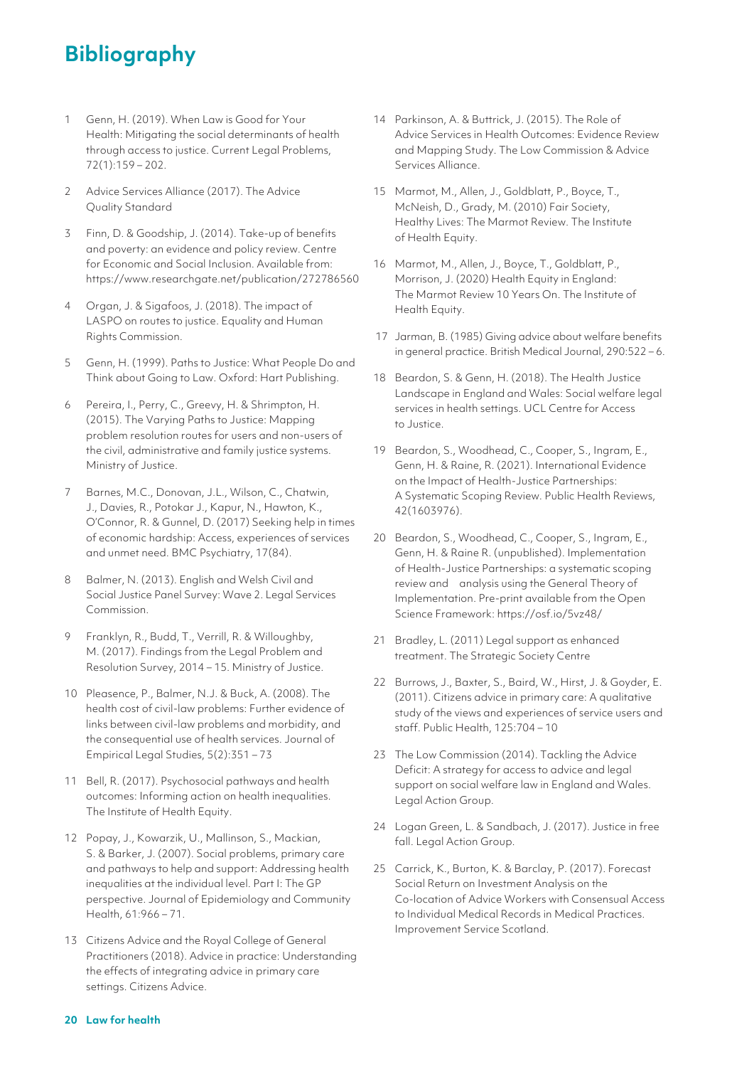# Bibliography

1. Genn, H. (2019). When Law is Good for Your Health: Mitigating the social determinants of health through access to justice. Current Legal Problems, 72(1):159 – 202.

2. Advice Services Alliance (2017). The Advice Quality Standard

3. Finn, D. & Goodship, J. (2014). Take-up of benefits and poverty: an evidence and policy review. Centre for Economic and Social Inclusion. Available from: https://www.researchgate.net/publication/272786560

4. Organ, J. & Sigafoos, J. (2018). The impact of LASPO on routes to justice. Equality and Human Rights Commission.

5. Genn, H. (1999). Paths to Justice: What People Do and Think about Going to Law. Oxford: Hart Publishing.

6. Pereira, I., Perry, C., Greevy, H. & Shrimpton, H. (2015). The Varying Paths to Justice: Mapping problem resolution routes for users and non-users of the civil, administrative and family justice systems. Ministry of Justice.

7. Barnes, M.C., Donovan, J.L., Wilson, C., Chatwin, J., Davies, R., Potokar J., Kapur, N., Hawton, K., O'Connor, R. & Gunnel, D. (2017) Seeking help in times of economic hardship: Access, experiences of services and unmet need. BMC Psychiatry, 17(84).

8. Balmer, N. (2013). English and Welsh Civil and Social Justice Panel Survey: Wave 2. Legal Services Commission.

9. Franklyn, R., Budd, T., Verrill, R. & Willoughby, M. (2017). Findings from the Legal Problem and Resolution Survey, 2014 – 15. Ministry of Justice.

10. Pleasence, P., Balmer, N.J. & Buck, A. (2008). The health cost of civil-law problems: Further evidence of links between civil-law problems and morbidity, and the consequential use of health services. Journal of Empirical Legal Studies, 5(2):351 – 73

11. Bell, R. (2017). Psychosocial pathways and health outcomes: Informing action on health inequalities. The Institute of Health Equity.

12. Popay, J., Kowarzik, U., Mallinson, S., Mackian, S. & Barker, J. (2007). Social problems, primary care and pathways to help and support: Addressing health inequalities at the individual level. Part I: The GP perspective. Journal of Epidemiology and Community Health, 61:966 – 71.

13. Citizens Advice and the Royal College of General Practitioners (2018). Advice in practice: Understanding the effects of integrating advice in primary care settings. Citizens Advice.

14. Parkinson, A. & Buttrick, J. (2015). The Role of Advice Services in Health Outcomes: Evidence Review and Mapping Study. The Low Commission & Advice Services Alliance.

15. Marmot, M., Allen, J., Goldblatt, P., Boyce, T., McNeish, D., Grady, M. (2010) Fair Society, Healthy Lives: The Marmot Review. The Institute of Health Equity.

16. Marmot, M., Allen, J., Boyce, T., Goldblatt, P., Morrison, J. (2020) Health Equity in England: The Marmot Review 10 Years On. The Institute of Health Equity.

17. Jarman, B. (1985) Giving advice about welfare benefits in general practice. British Medical Journal, 290:522 – 6.

18. Beardon, S. & Genn, H. (2018). The Health Justice Landscape in England and Wales: Social welfare legal services in health settings. UCL Centre for Access to Justice.

19. Beardon, S., Woodhead, C., Cooper, S., Ingram, E., Genn, H. & Raine, R. (2021). International Evidence on the Impact of Health-Justice Partnerships: A Systematic Scoping Review. Public Health Reviews, 42(1603976).

20. Beardon, S., Woodhead, C., Cooper, S., Ingram, E., Genn, H. & Raine R. (unpublished). Implementation of Health-Justice Partnerships: a systematic scoping review and analysis using the General Theory of Implementation. Pre-print available from the Open Science Framework: https://osf.io/5vz48/

21. Bradley, L. (2011) Legal support as enhanced treatment. The Strategic Society Centre

22. Burrows, J., Baxter, S., Baird, W., Hirst, J. & Goyder, E. (2011). Citizens advice in primary care: A qualitative study of the views and experiences of service users and staff. Public Health, 125:704 – 10

23. The Low Commission (2014). Tackling the Advice Deficit: A strategy for access to advice and legal support on social welfare law in England and Wales. Legal Action Group.

24. Logan Green, L. & Sandbach, J. (2017). Justice in free fall. Legal Action Group.

25. Carrick, K., Burton, K. & Barclay, P. (2017). Forecast Social Return on Investment Analysis on the Co-location of Advice Workers with Consensual Access to Individual Medical Records in Medical Practices. Improvement Service Scotland.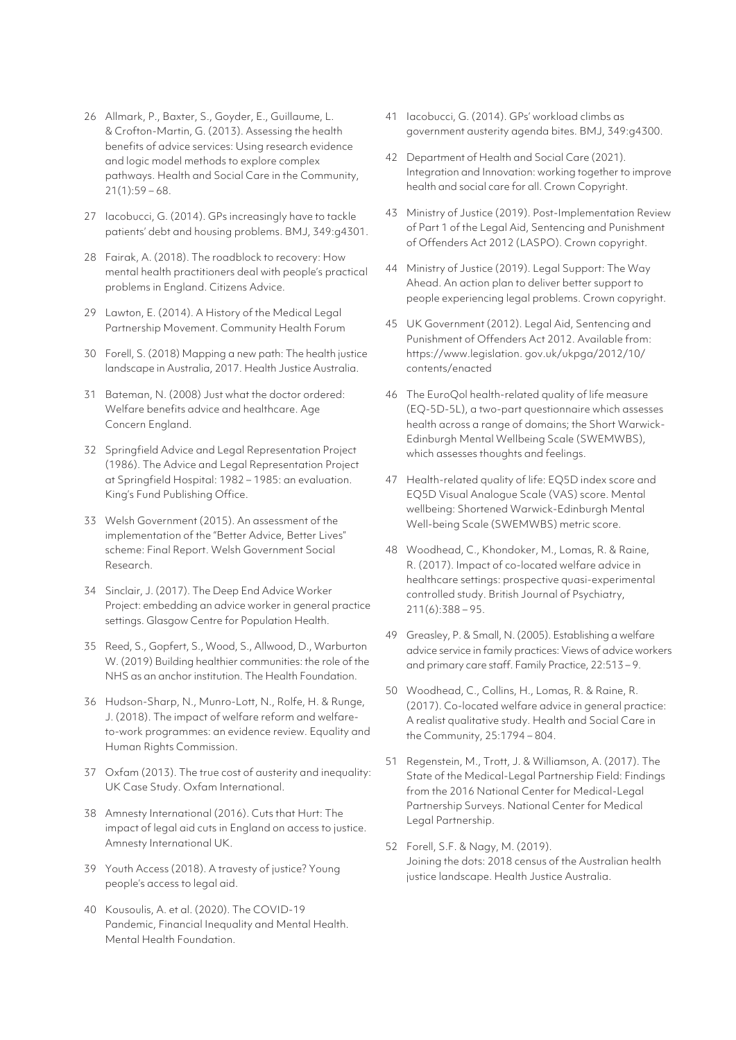26 Allmark, P., Baxter, S., Goyder, E., Guillaume, L. & Crofton-Martin, G. (2013). Assessing the health benefits of advice services: Using research evidence and logic model methods to explore complex pathways. Health and Social Care in the Community, 21(1):59 – 68.

27 Iacobucci, G. (2014). GPs increasingly have to tackle patients' debt and housing problems. BMJ, 349:g4301.

28 Fairak, A. (2018). The roadblock to recovery: How mental health practitioners deal with people's practical problems in England. Citizens Advice.

29 Lawton, E. (2014). A History of the Medical Legal Partnership Movement. Community Health Forum

30 Forell, S. (2018) Mapping a new path: The health justice landscape in Australia, 2017. Health Justice Australia.

31 Bateman, N. (2008) Just what the doctor ordered: Welfare benefits advice and healthcare. Age Concern England.

32 Springfield Advice and Legal Representation Project (1986). The Advice and Legal Representation Project at Springfield Hospital: 1982 – 1985: an evaluation. King's Fund Publishing Office.

33 Welsh Government (2015). An assessment of the implementation of the "Better Advice, Better Lives" scheme: Final Report. Welsh Government Social Research.

34 Sinclair, J. (2017). The Deep End Advice Worker Project: embedding an advice worker in general practice settings. Glasgow Centre for Population Health.

35 Reed, S., Gopfert, S., Wood, S., Allwood, D., Warburton W. (2019) Building healthier communities: the role of the NHS as an anchor institution. The Health Foundation.

36 Hudson-Sharp, N., Munro-Lott, N., Rolfe, H. & Runge, J. (2018). The impact of welfare reform and welfare-to-work programmes: an evidence review. Equality and Human Rights Commission.

37 Oxfam (2013). The true cost of austerity and inequality: UK Case Study. Oxfam International.

38 Amnesty International (2016). Cuts that Hurt: The impact of legal aid cuts in England on access to justice. Amnesty International UK.

39 Youth Access (2018). A travesty of justice? Young people's access to legal aid.

40 Kousoulis, A. et al. (2020). The COVID-19 Pandemic, Financial Inequality and Mental Health. Mental Health Foundation.

41 Iacobucci, G. (2014). GPs' workload climbs as government austerity agenda bites. BMJ, 349:g4300.

42 Department of Health and Social Care (2021). Integration and Innovation: working together to improve health and social care for all. Crown Copyright.

43 Ministry of Justice (2019). Post-Implementation Review of Part 1 of the Legal Aid, Sentencing and Punishment of Offenders Act 2012 (LASPO). Crown copyright.

44 Ministry of Justice (2019). Legal Support: The Way Ahead. An action plan to deliver better support to people experiencing legal problems. Crown copyright.

45 UK Government (2012). Legal Aid, Sentencing and Punishment of Offenders Act 2012. Available from: https://www.legislation. gov.uk/ukpga/2012/10/contents/enacted

46 The EuroQol health-related quality of life measure (EQ-5D-5L), a two-part questionnaire which assesses health across a range of domains; the Short Warwick-Edinburgh Mental Wellbeing Scale (SWEMWBS), which assesses thoughts and feelings.

47 Health-related quality of life: EQ5D index score and EQ5D Visual Analogue Scale (VAS) score. Mental wellbeing: Shortened Warwick-Edinburgh Mental Well-being Scale (SWEMWBS) metric score.

48 Woodhead, C., Khondoker, M., Lomas, R. & Raine, R. (2017). Impact of co-located welfare advice in healthcare settings: prospective quasi-experimental controlled study. British Journal of Psychiatry, 211(6):388 – 95.

49 Greasley, P. & Small, N. (2005). Establishing a welfare advice service in family practices: Views of advice workers and primary care staff. Family Practice, 22:513 – 9.

50 Woodhead, C., Collins, H., Lomas, R. & Raine, R. (2017). Co-located welfare advice in general practice: A realist qualitative study. Health and Social Care in the Community, 25:1794 – 804.

51 Regenstein, M., Trott, J. & Williamson, A. (2017). The State of the Medical-Legal Partnership Field: Findings from the 2016 National Center for Medical-Legal Partnership Surveys. National Center for Medical Legal Partnership.

52 Forell, S.F. & Nagy, M. (2019). Joining the dots: 2018 census of the Australian health justice landscape. Health Justice Australia.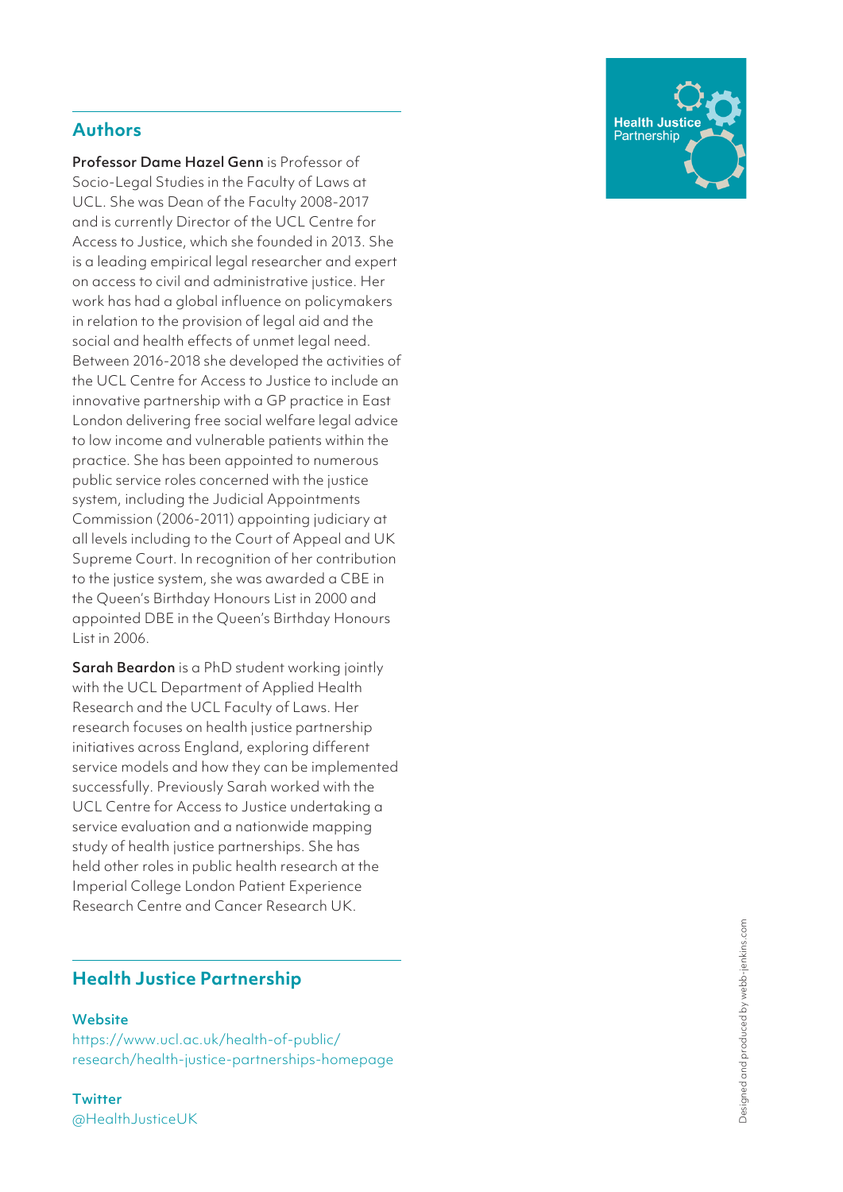## Authors

**Professor Dame Hazel Genn** is Professor of Socio-Legal Studies in the Faculty of Laws at UCL. She was Dean of the Faculty 2008-2017 and is currently Director of the UCL Centre for Access to Justice, which she founded in 2013. She is a leading empirical legal researcher and expert on access to civil and administrative justice. Her work has had a global influence on policymakers in relation to the provision of legal aid and the social and health effects of unmet legal need. Between 2016-2018 she developed the activities of the UCL Centre for Access to Justice to include an innovative partnership with a GP practice in East London delivering free social welfare legal advice to low income and vulnerable patients within the practice. She has been appointed to numerous public service roles concerned with the justice system, including the Judicial Appointments Commission (2006-2011) appointing judiciary at all levels including to the Court of Appeal and UK Supreme Court. In recognition of her contribution to the justice system, she was awarded a CBE in the Queen's Birthday Honours List in 2000 and appointed DBE in the Queen's Birthday Honours List in 2006.

**Sarah Beardon** is a PhD student working jointly with the UCL Department of Applied Health Research and the UCL Faculty of Laws. Her research focuses on health justice partnership initiatives across England, exploring different service models and how they can be implemented successfully. Previously Sarah worked with the UCL Centre for Access to Justice undertaking a service evaluation and a nationwide mapping study of health justice partnerships. She has held other roles in public health research at the Imperial College London Patient Experience Research Centre and Cancer Research UK.

## Health Justice Partnership

**Website**
https://www.ucl.ac.uk/health-of-public/research/health-justice-partnerships-homepage

**Twitter**
@HealthJusticeUK

Health Justice Partnership

Designed and produced by webb-jenkins.com